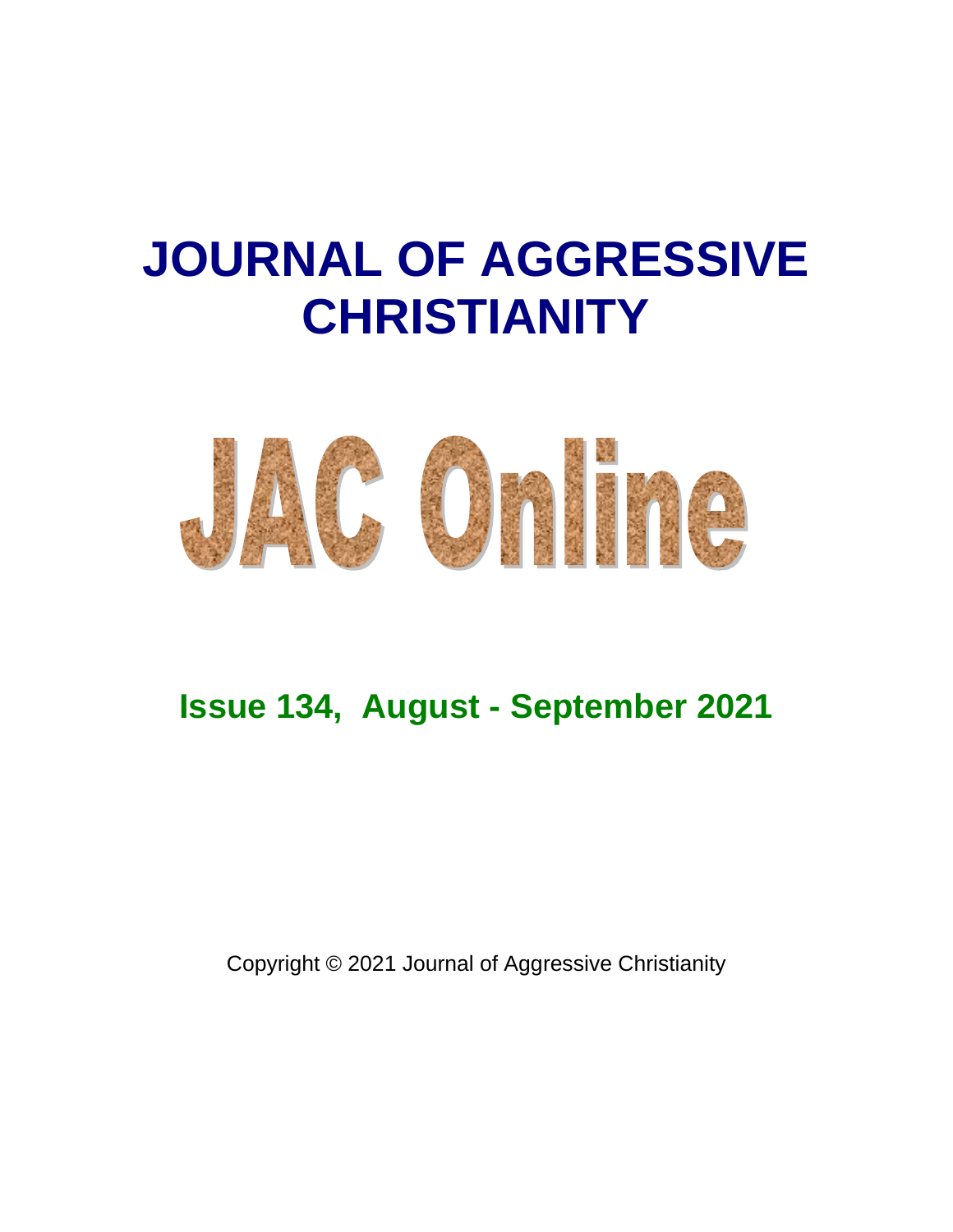# JOURNAL OF AGGRESSIVE CHRISTIANITY

# JAC Online

## Issue 134, August - September 2021

Copyright © 2021 Journal of Aggressive Christianity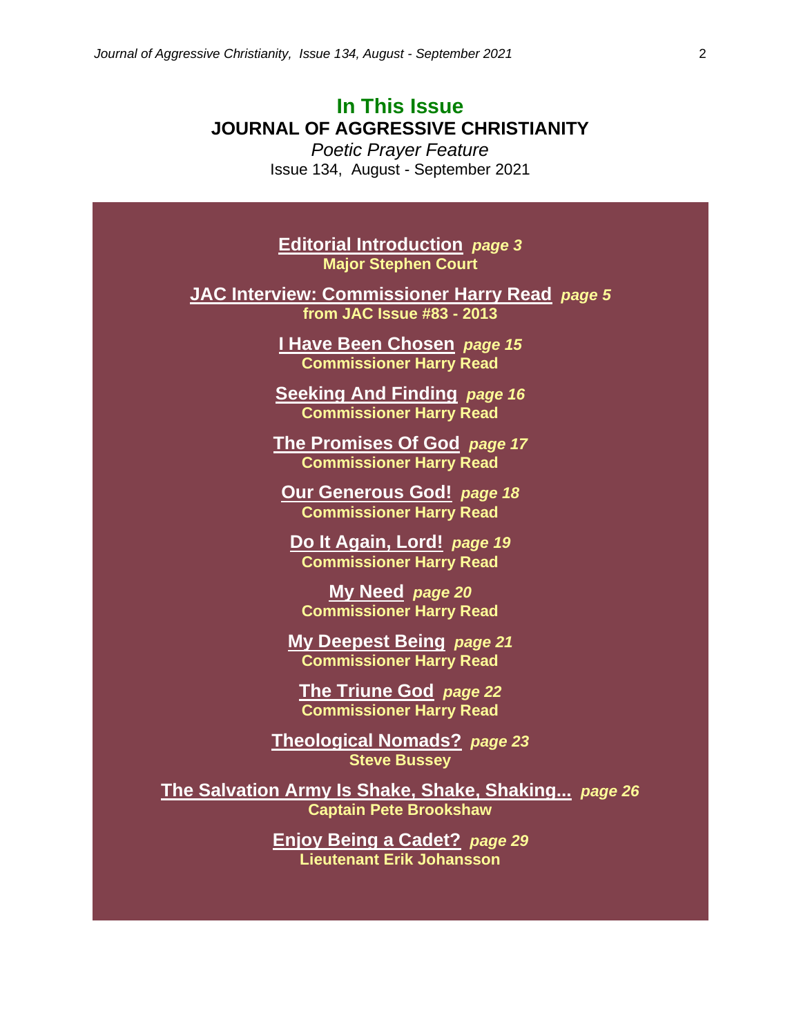# In This Issue

## JOURNAL OF AGGRESSIVE CHRISTIANITY

*Poetic Prayer Feature*

Issue 134, August - September 2021

**Editorial Introduction** ***page 3***
**Major Stephen Court**

**JAC Interview: Commissioner Harry Read** ***page 5***
**from JAC Issue #83 - 2013**

**I Have Been Chosen** ***page 15***
**Commissioner Harry Read**

**Seeking And Finding** ***page 16***
**Commissioner Harry Read**

**The Promises Of God** ***page 17***
**Commissioner Harry Read**

**Our Generous God!** ***page 18***
**Commissioner Harry Read**

**Do It Again, Lord!** ***page 19***
**Commissioner Harry Read**

**My Need** ***page 20***
**Commissioner Harry Read**

**My Deepest Being** ***page 21***
**Commissioner Harry Read**

**The Triune God** ***page 22***
**Commissioner Harry Read**

**Theological Nomads?** ***page 23***
**Steve Bussey**

**The Salvation Army Is Shake, Shake, Shaking...** ***page 26***
**Captain Pete Brookshaw**

**Enjoy Being a Cadet?** ***page 29***
**Lieutenant Erik Johansson**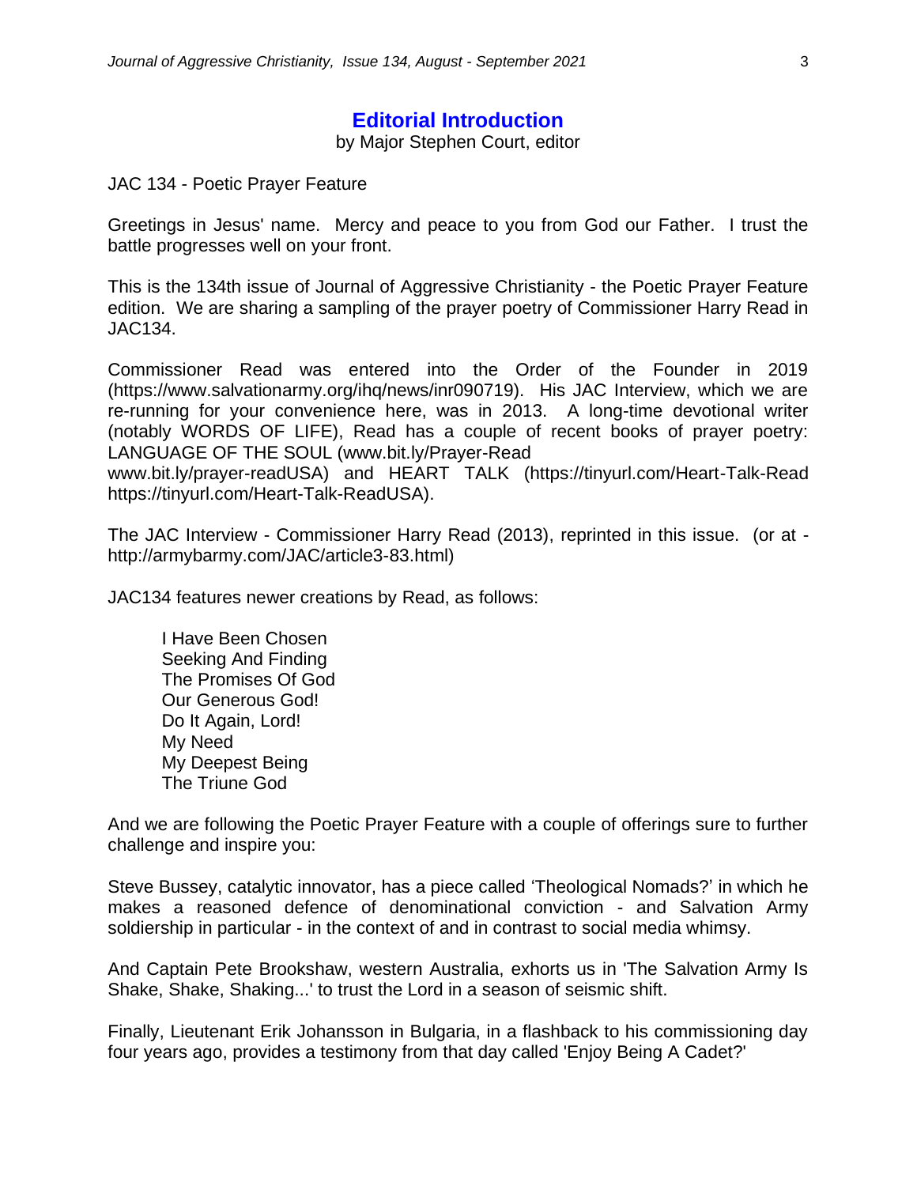# Editorial Introduction

by Major Stephen Court, editor

JAC 134 - Poetic Prayer Feature

Greetings in Jesus' name. Mercy and peace to you from God our Father. I trust the battle progresses well on your front.

This is the 134th issue of Journal of Aggressive Christianity - the Poetic Prayer Feature edition. We are sharing a sampling of the prayer poetry of Commissioner Harry Read in JAC134.

Commissioner Read was entered into the Order of the Founder in 2019 (https://www.salvationarmy.org/ihq/news/inr090719). His JAC Interview, which we are re-running for your convenience here, was in 2013. A long-time devotional writer (notably WORDS OF LIFE), Read has a couple of recent books of prayer poetry: LANGUAGE OF THE SOUL (www.bit.ly/Prayer-Read www.bit.ly/prayer-readUSA) and HEART TALK (https://tinyurl.com/Heart-Talk-Read https://tinyurl.com/Heart-Talk-ReadUSA).

The JAC Interview - Commissioner Harry Read (2013), reprinted in this issue. (or at - http://armybarmy.com/JAC/article3-83.html)

JAC134 features newer creations by Read, as follows:

- I Have Been Chosen
- Seeking And Finding
- The Promises Of God
- Our Generous God!
- Do It Again, Lord!
- My Need
- My Deepest Being
- The Triune God

And we are following the Poetic Prayer Feature with a couple of offerings sure to further challenge and inspire you:

Steve Bussey, catalytic innovator, has a piece called 'Theological Nomads?' in which he makes a reasoned defence of denominational conviction - and Salvation Army soldiership in particular - in the context of and in contrast to social media whimsy.

And Captain Pete Brookshaw, western Australia, exhorts us in 'The Salvation Army Is Shake, Shake, Shaking...' to trust the Lord in a season of seismic shift.

Finally, Lieutenant Erik Johansson in Bulgaria, in a flashback to his commissioning day four years ago, provides a testimony from that day called 'Enjoy Being A Cadet?'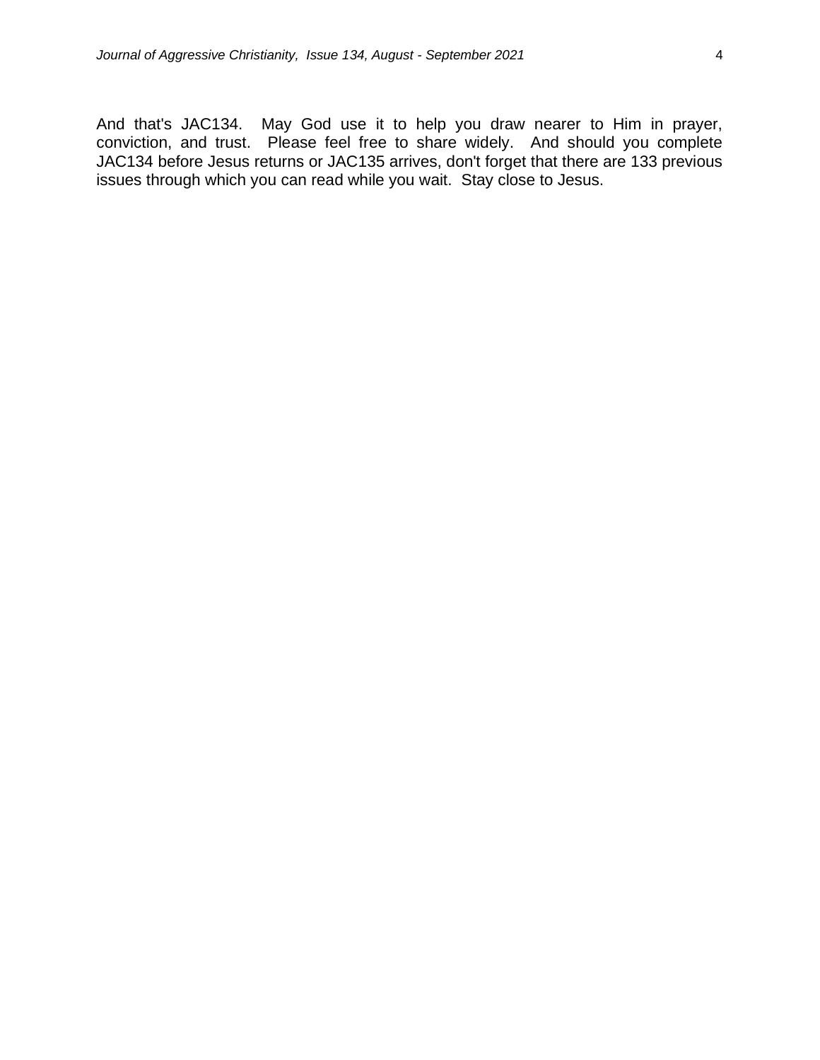And that's JAC134. May God use it to help you draw nearer to Him in prayer, conviction, and trust. Please feel free to share widely. And should you complete JAC134 before Jesus returns or JAC135 arrives, don't forget that there are 133 previous issues through which you can read while you wait. Stay close to Jesus.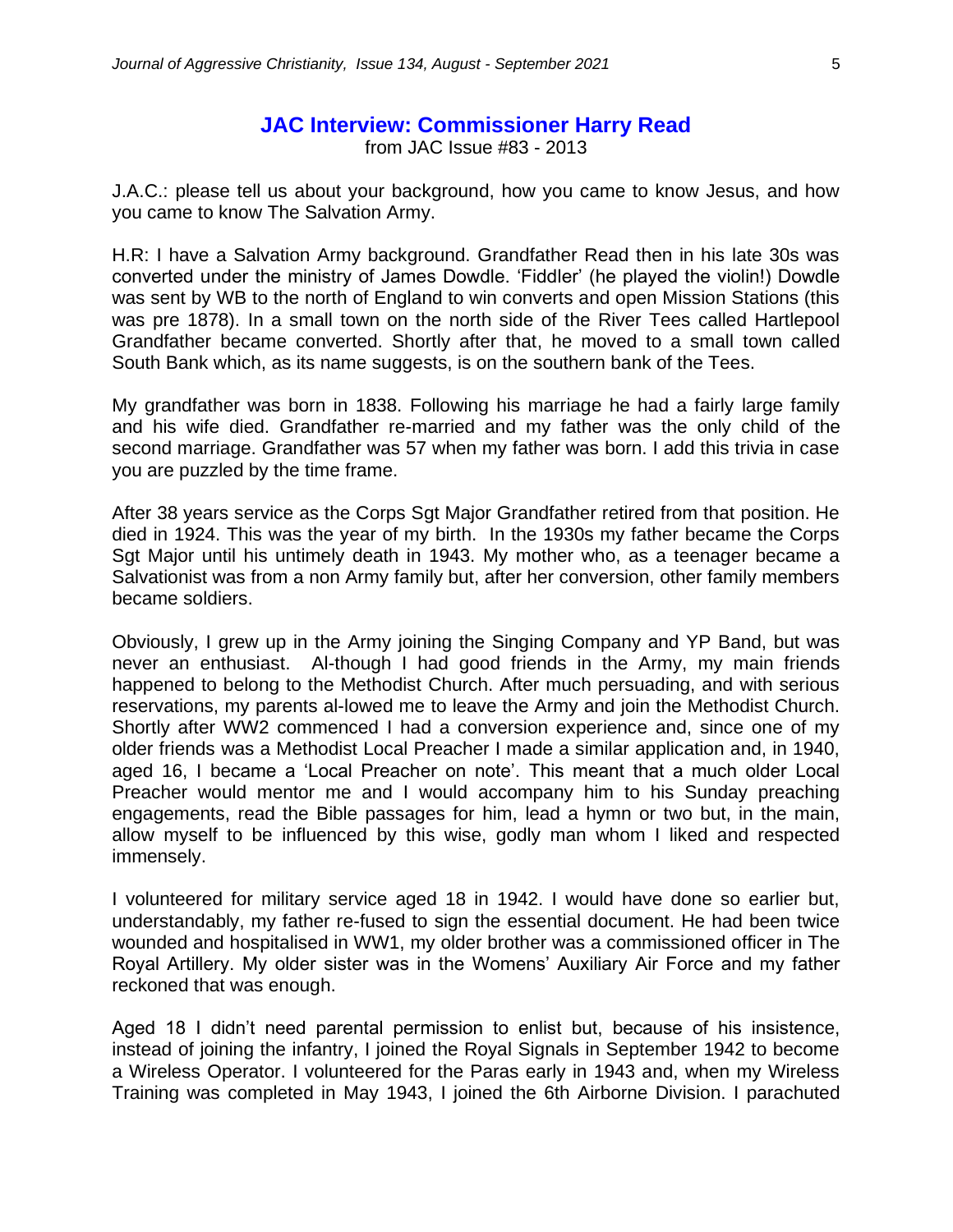## JAC Interview: Commissioner Harry Read

from JAC Issue #83 - 2013

J.A.C.: please tell us about your background, how you came to know Jesus, and how you came to know The Salvation Army.

H.R: I have a Salvation Army background. Grandfather Read then in his late 30s was converted under the ministry of James Dowdle. 'Fiddler' (he played the violin!) Dowdle was sent by WB to the north of England to win converts and open Mission Stations (this was pre 1878). In a small town on the north side of the River Tees called Hartlepool Grandfather became converted. Shortly after that, he moved to a small town called South Bank which, as its name suggests, is on the southern bank of the Tees.

My grandfather was born in 1838. Following his marriage he had a fairly large family and his wife died. Grandfather re-married and my father was the only child of the second marriage. Grandfather was 57 when my father was born. I add this trivia in case you are puzzled by the time frame.

After 38 years service as the Corps Sgt Major Grandfather retired from that position. He died in 1924. This was the year of my birth. In the 1930s my father became the Corps Sgt Major until his untimely death in 1943. My mother who, as a teenager became a Salvationist was from a non Army family but, after her conversion, other family members became soldiers.

Obviously, I grew up in the Army joining the Singing Company and YP Band, but was never an enthusiast. Al-though I had good friends in the Army, my main friends happened to belong to the Methodist Church. After much persuading, and with serious reservations, my parents al-lowed me to leave the Army and join the Methodist Church. Shortly after WW2 commenced I had a conversion experience and, since one of my older friends was a Methodist Local Preacher I made a similar application and, in 1940, aged 16, I became a 'Local Preacher on note'. This meant that a much older Local Preacher would mentor me and I would accompany him to his Sunday preaching engagements, read the Bible passages for him, lead a hymn or two but, in the main, allow myself to be influenced by this wise, godly man whom I liked and respected immensely.

I volunteered for military service aged 18 in 1942. I would have done so earlier but, understandably, my father re-fused to sign the essential document. He had been twice wounded and hospitalised in WW1, my older brother was a commissioned officer in The Royal Artillery. My older sister was in the Womens' Auxiliary Air Force and my father reckoned that was enough.

Aged 18 I didn't need parental permission to enlist but, because of his insistence, instead of joining the infantry, I joined the Royal Signals in September 1942 to become a Wireless Operator. I volunteered for the Paras early in 1943 and, when my Wireless Training was completed in May 1943, I joined the 6th Airborne Division. I parachuted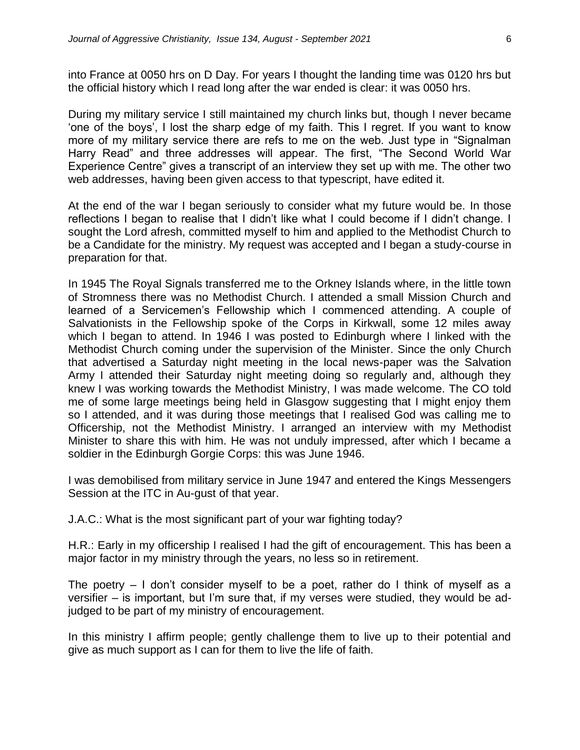into France at 0050 hrs on D Day. For years I thought the landing time was 0120 hrs but the official history which I read long after the war ended is clear: it was 0050 hrs.

During my military service I still maintained my church links but, though I never became 'one of the boys', I lost the sharp edge of my faith. This I regret. If you want to know more of my military service there are refs to me on the web. Just type in "Signalman Harry Read" and three addresses will appear. The first, "The Second World War Experience Centre" gives a transcript of an interview they set up with me. The other two web addresses, having been given access to that typescript, have edited it.

At the end of the war I began seriously to consider what my future would be. In those reflections I began to realise that I didn't like what I could become if I didn't change. I sought the Lord afresh, committed myself to him and applied to the Methodist Church to be a Candidate for the ministry. My request was accepted and I began a study-course in preparation for that.

In 1945 The Royal Signals transferred me to the Orkney Islands where, in the little town of Stromness there was no Methodist Church. I attended a small Mission Church and learned of a Servicemen's Fellowship which I commenced attending. A couple of Salvationists in the Fellowship spoke of the Corps in Kirkwall, some 12 miles away which I began to attend. In 1946 I was posted to Edinburgh where I linked with the Methodist Church coming under the supervision of the Minister. Since the only Church that advertised a Saturday night meeting in the local news-paper was the Salvation Army I attended their Saturday night meeting doing so regularly and, although they knew I was working towards the Methodist Ministry, I was made welcome. The CO told me of some large meetings being held in Glasgow suggesting that I might enjoy them so I attended, and it was during those meetings that I realised God was calling me to Officership, not the Methodist Ministry. I arranged an interview with my Methodist Minister to share this with him. He was not unduly impressed, after which I became a soldier in the Edinburgh Gorgie Corps: this was June 1946.

I was demobilised from military service in June 1947 and entered the Kings Messengers Session at the ITC in Au-gust of that year.

J.A.C.: What is the most significant part of your war fighting today?

H.R.: Early in my officership I realised I had the gift of encouragement. This has been a major factor in my ministry through the years, no less so in retirement.

The poetry – I don't consider myself to be a poet, rather do I think of myself as a versifier – is important, but I'm sure that, if my verses were studied, they would be ad-judged to be part of my ministry of encouragement.

In this ministry I affirm people; gently challenge them to live up to their potential and give as much support as I can for them to live the life of faith.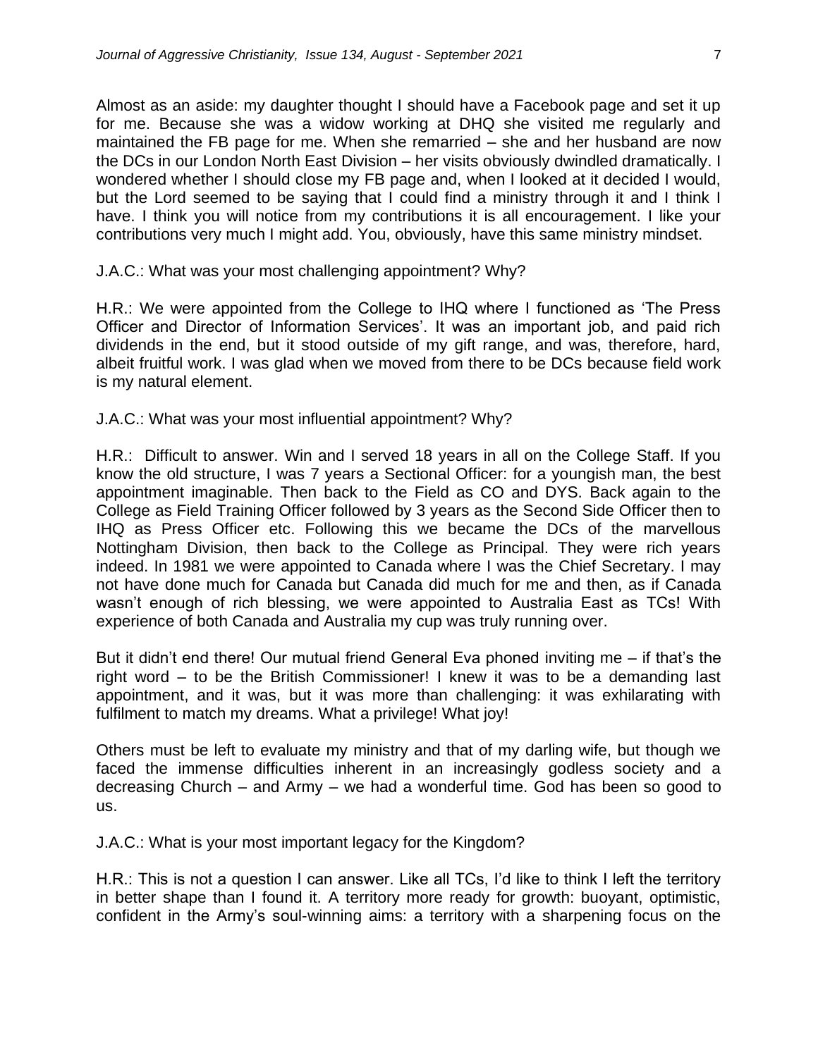Almost as an aside: my daughter thought I should have a Facebook page and set it up for me. Because she was a widow working at DHQ she visited me regularly and maintained the FB page for me. When she remarried – she and her husband are now the DCs in our London North East Division – her visits obviously dwindled dramatically. I wondered whether I should close my FB page and, when I looked at it decided I would, but the Lord seemed to be saying that I could find a ministry through it and I think I have. I think you will notice from my contributions it is all encouragement. I like your contributions very much I might add. You, obviously, have this same ministry mindset.

J.A.C.: What was your most challenging appointment? Why?

H.R.: We were appointed from the College to IHQ where I functioned as 'The Press Officer and Director of Information Services'. It was an important job, and paid rich dividends in the end, but it stood outside of my gift range, and was, therefore, hard, albeit fruitful work. I was glad when we moved from there to be DCs because field work is my natural element.

J.A.C.: What was your most influential appointment? Why?

H.R.: Difficult to answer. Win and I served 18 years in all on the College Staff. If you know the old structure, I was 7 years a Sectional Officer: for a youngish man, the best appointment imaginable. Then back to the Field as CO and DYS. Back again to the College as Field Training Officer followed by 3 years as the Second Side Officer then to IHQ as Press Officer etc. Following this we became the DCs of the marvellous Nottingham Division, then back to the College as Principal. They were rich years indeed. In 1981 we were appointed to Canada where I was the Chief Secretary. I may not have done much for Canada but Canada did much for me and then, as if Canada wasn't enough of rich blessing, we were appointed to Australia East as TCs! With experience of both Canada and Australia my cup was truly running over.

But it didn't end there! Our mutual friend General Eva phoned inviting me – if that's the right word – to be the British Commissioner! I knew it was to be a demanding last appointment, and it was, but it was more than challenging: it was exhilarating with fulfilment to match my dreams. What a privilege! What joy!

Others must be left to evaluate my ministry and that of my darling wife, but though we faced the immense difficulties inherent in an increasingly godless society and a decreasing Church – and Army – we had a wonderful time. God has been so good to us.

J.A.C.: What is your most important legacy for the Kingdom?

H.R.: This is not a question I can answer. Like all TCs, I'd like to think I left the territory in better shape than I found it. A territory more ready for growth: buoyant, optimistic, confident in the Army's soul-winning aims: a territory with a sharpening focus on the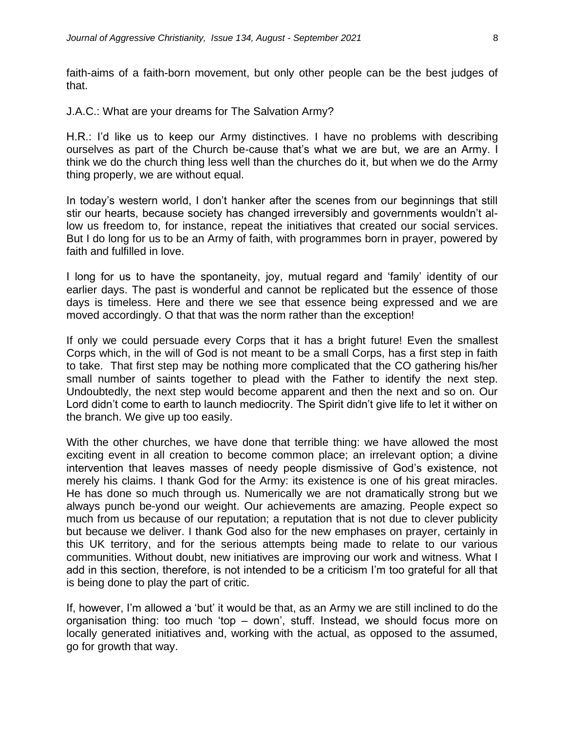faith-aims of a faith-born movement, but only other people can be the best judges of that.

J.A.C.: What are your dreams for The Salvation Army?

H.R.: I'd like us to keep our Army distinctives. I have no problems with describing ourselves as part of the Church be-cause that's what we are but, we are an Army. I think we do the church thing less well than the churches do it, but when we do the Army thing properly, we are without equal.

In today's western world, I don't hanker after the scenes from our beginnings that still stir our hearts, because society has changed irreversibly and governments wouldn't al-low us freedom to, for instance, repeat the initiatives that created our social services. But I do long for us to be an Army of faith, with programmes born in prayer, powered by faith and fulfilled in love.

I long for us to have the spontaneity, joy, mutual regard and 'family' identity of our earlier days. The past is wonderful and cannot be replicated but the essence of those days is timeless. Here and there we see that essence being expressed and we are moved accordingly. O that that was the norm rather than the exception!

If only we could persuade every Corps that it has a bright future! Even the smallest Corps which, in the will of God is not meant to be a small Corps, has a first step in faith to take. That first step may be nothing more complicated that the CO gathering his/her small number of saints together to plead with the Father to identify the next step. Undoubtedly, the next step would become apparent and then the next and so on. Our Lord didn't come to earth to launch mediocrity. The Spirit didn't give life to let it wither on the branch. We give up too easily.

With the other churches, we have done that terrible thing: we have allowed the most exciting event in all creation to become common place; an irrelevant option; a divine intervention that leaves masses of needy people dismissive of God's existence, not merely his claims. I thank God for the Army: its existence is one of his great miracles. He has done so much through us. Numerically we are not dramatically strong but we always punch be-yond our weight. Our achievements are amazing. People expect so much from us because of our reputation; a reputation that is not due to clever publicity but because we deliver. I thank God also for the new emphases on prayer, certainly in this UK territory, and for the serious attempts being made to relate to our various communities. Without doubt, new initiatives are improving our work and witness. What I add in this section, therefore, is not intended to be a criticism I'm too grateful for all that is being done to play the part of critic.

If, however, I'm allowed a 'but' it would be that, as an Army we are still inclined to do the organisation thing: too much 'top – down', stuff. Instead, we should focus more on locally generated initiatives and, working with the actual, as opposed to the assumed, go for growth that way.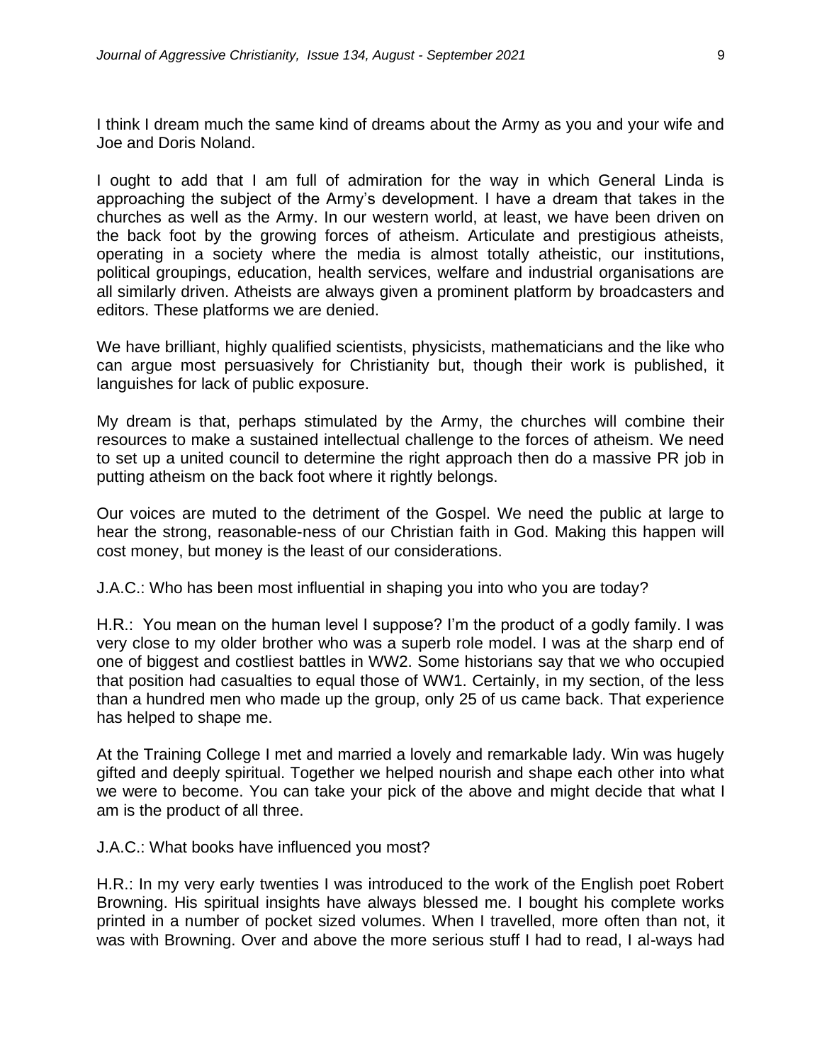I think I dream much the same kind of dreams about the Army as you and your wife and Joe and Doris Noland.

I ought to add that I am full of admiration for the way in which General Linda is approaching the subject of the Army's development. I have a dream that takes in the churches as well as the Army. In our western world, at least, we have been driven on the back foot by the growing forces of atheism. Articulate and prestigious atheists, operating in a society where the media is almost totally atheistic, our institutions, political groupings, education, health services, welfare and industrial organisations are all similarly driven. Atheists are always given a prominent platform by broadcasters and editors. These platforms we are denied.

We have brilliant, highly qualified scientists, physicists, mathematicians and the like who can argue most persuasively for Christianity but, though their work is published, it languishes for lack of public exposure.

My dream is that, perhaps stimulated by the Army, the churches will combine their resources to make a sustained intellectual challenge to the forces of atheism. We need to set up a united council to determine the right approach then do a massive PR job in putting atheism on the back foot where it rightly belongs.

Our voices are muted to the detriment of the Gospel. We need the public at large to hear the strong, reasonable-ness of our Christian faith in God. Making this happen will cost money, but money is the least of our considerations.

J.A.C.: Who has been most influential in shaping you into who you are today?

H.R.: You mean on the human level I suppose? I'm the product of a godly family. I was very close to my older brother who was a superb role model. I was at the sharp end of one of biggest and costliest battles in WW2. Some historians say that we who occupied that position had casualties to equal those of WW1. Certainly, in my section, of the less than a hundred men who made up the group, only 25 of us came back. That experience has helped to shape me.

At the Training College I met and married a lovely and remarkable lady. Win was hugely gifted and deeply spiritual. Together we helped nourish and shape each other into what we were to become. You can take your pick of the above and might decide that what I am is the product of all three.

J.A.C.: What books have influenced you most?

H.R.: In my very early twenties I was introduced to the work of the English poet Robert Browning. His spiritual insights have always blessed me. I bought his complete works printed in a number of pocket sized volumes. When I travelled, more often than not, it was with Browning. Over and above the more serious stuff I had to read, I al-ways had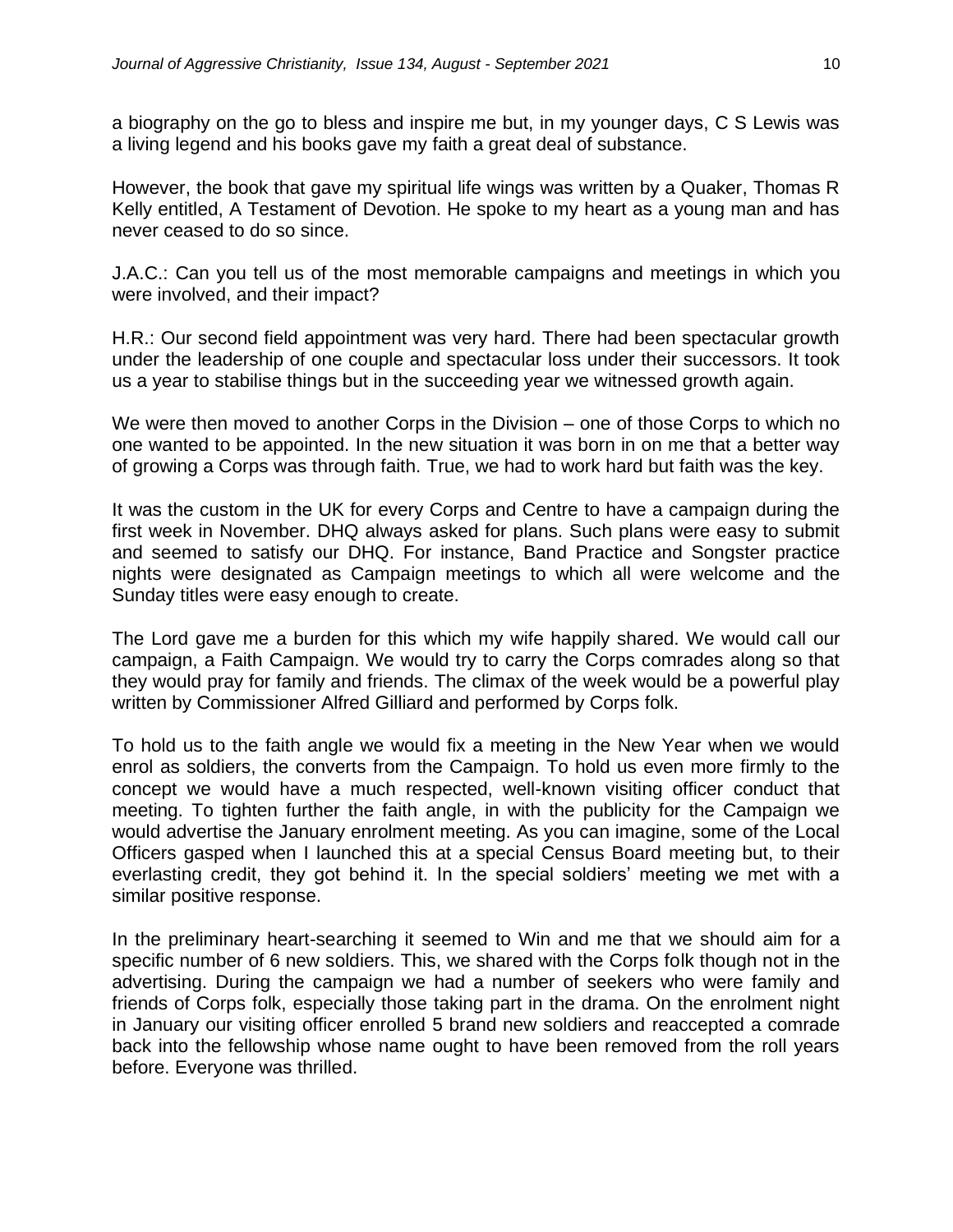a biography on the go to bless and inspire me but, in my younger days, C S Lewis was a living legend and his books gave my faith a great deal of substance.

However, the book that gave my spiritual life wings was written by a Quaker, Thomas R Kelly entitled, A Testament of Devotion. He spoke to my heart as a young man and has never ceased to do so since.

J.A.C.: Can you tell us of the most memorable campaigns and meetings in which you were involved, and their impact?

H.R.: Our second field appointment was very hard. There had been spectacular growth under the leadership of one couple and spectacular loss under their successors. It took us a year to stabilise things but in the succeeding year we witnessed growth again.

We were then moved to another Corps in the Division – one of those Corps to which no one wanted to be appointed. In the new situation it was born in on me that a better way of growing a Corps was through faith. True, we had to work hard but faith was the key.

It was the custom in the UK for every Corps and Centre to have a campaign during the first week in November. DHQ always asked for plans. Such plans were easy to submit and seemed to satisfy our DHQ. For instance, Band Practice and Songster practice nights were designated as Campaign meetings to which all were welcome and the Sunday titles were easy enough to create.

The Lord gave me a burden for this which my wife happily shared. We would call our campaign, a Faith Campaign. We would try to carry the Corps comrades along so that they would pray for family and friends. The climax of the week would be a powerful play written by Commissioner Alfred Gilliard and performed by Corps folk.

To hold us to the faith angle we would fix a meeting in the New Year when we would enrol as soldiers, the converts from the Campaign. To hold us even more firmly to the concept we would have a much respected, well-known visiting officer conduct that meeting. To tighten further the faith angle, in with the publicity for the Campaign we would advertise the January enrolment meeting. As you can imagine, some of the Local Officers gasped when I launched this at a special Census Board meeting but, to their everlasting credit, they got behind it. In the special soldiers' meeting we met with a similar positive response.

In the preliminary heart-searching it seemed to Win and me that we should aim for a specific number of 6 new soldiers. This, we shared with the Corps folk though not in the advertising. During the campaign we had a number of seekers who were family and friends of Corps folk, especially those taking part in the drama. On the enrolment night in January our visiting officer enrolled 5 brand new soldiers and reaccepted a comrade back into the fellowship whose name ought to have been removed from the roll years before. Everyone was thrilled.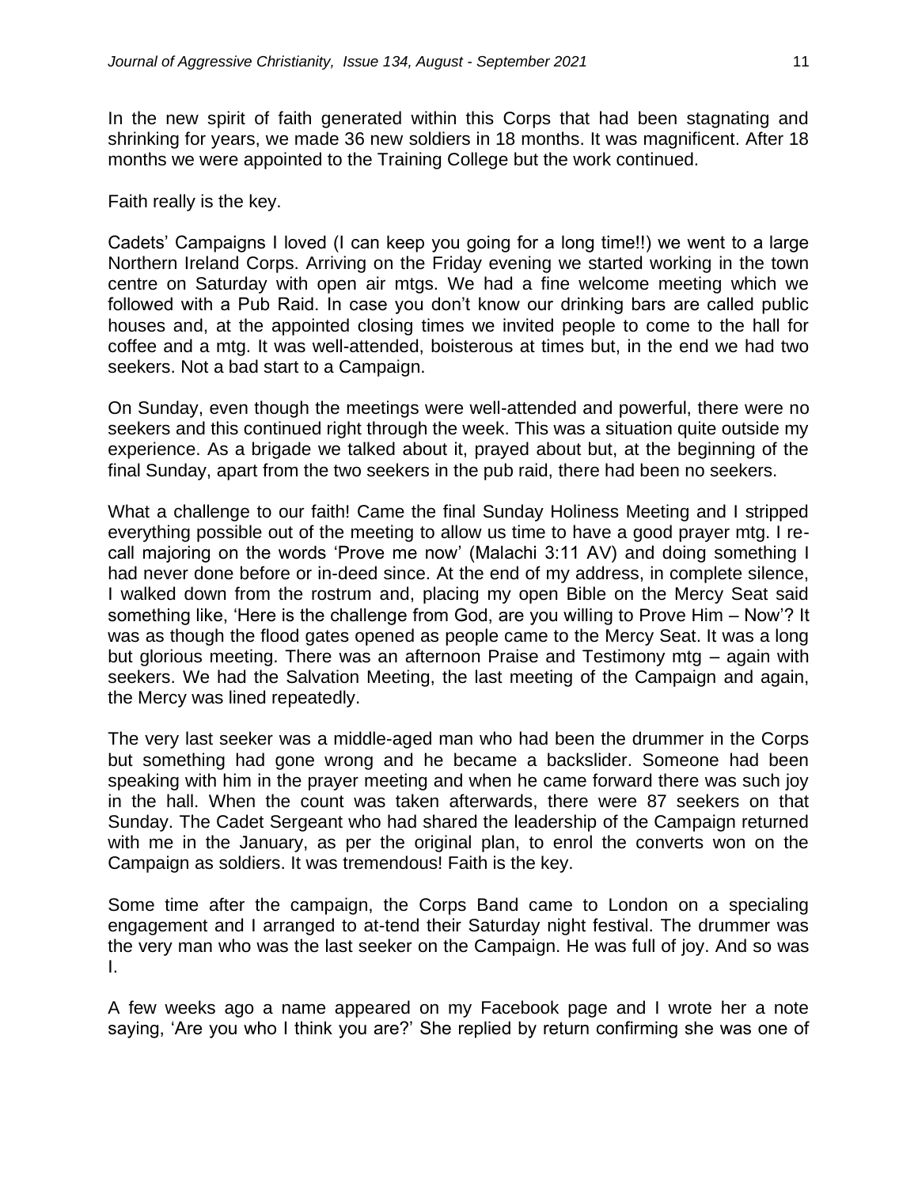In the new spirit of faith generated within this Corps that had been stagnating and shrinking for years, we made 36 new soldiers in 18 months. It was magnificent. After 18 months we were appointed to the Training College but the work continued.

Faith really is the key.

Cadets' Campaigns I loved (I can keep you going for a long time!!) we went to a large Northern Ireland Corps. Arriving on the Friday evening we started working in the town centre on Saturday with open air mtgs. We had a fine welcome meeting which we followed with a Pub Raid. In case you don't know our drinking bars are called public houses and, at the appointed closing times we invited people to come to the hall for coffee and a mtg. It was well-attended, boisterous at times but, in the end we had two seekers. Not a bad start to a Campaign.

On Sunday, even though the meetings were well-attended and powerful, there were no seekers and this continued right through the week. This was a situation quite outside my experience. As a brigade we talked about it, prayed about but, at the beginning of the final Sunday, apart from the two seekers in the pub raid, there had been no seekers.

What a challenge to our faith! Came the final Sunday Holiness Meeting and I stripped everything possible out of the meeting to allow us time to have a good prayer mtg. I re-call majoring on the words 'Prove me now' (Malachi 3:11 AV) and doing something I had never done before or in-deed since. At the end of my address, in complete silence, I walked down from the rostrum and, placing my open Bible on the Mercy Seat said something like, 'Here is the challenge from God, are you willing to Prove Him – Now'? It was as though the flood gates opened as people came to the Mercy Seat. It was a long but glorious meeting. There was an afternoon Praise and Testimony mtg – again with seekers. We had the Salvation Meeting, the last meeting of the Campaign and again, the Mercy was lined repeatedly.

The very last seeker was a middle-aged man who had been the drummer in the Corps but something had gone wrong and he became a backslider. Someone had been speaking with him in the prayer meeting and when he came forward there was such joy in the hall. When the count was taken afterwards, there were 87 seekers on that Sunday. The Cadet Sergeant who had shared the leadership of the Campaign returned with me in the January, as per the original plan, to enrol the converts won on the Campaign as soldiers. It was tremendous! Faith is the key.

Some time after the campaign, the Corps Band came to London on a specialing engagement and I arranged to at-tend their Saturday night festival. The drummer was the very man who was the last seeker on the Campaign. He was full of joy. And so was I.

A few weeks ago a name appeared on my Facebook page and I wrote her a note saying, 'Are you who I think you are?' She replied by return confirming she was one of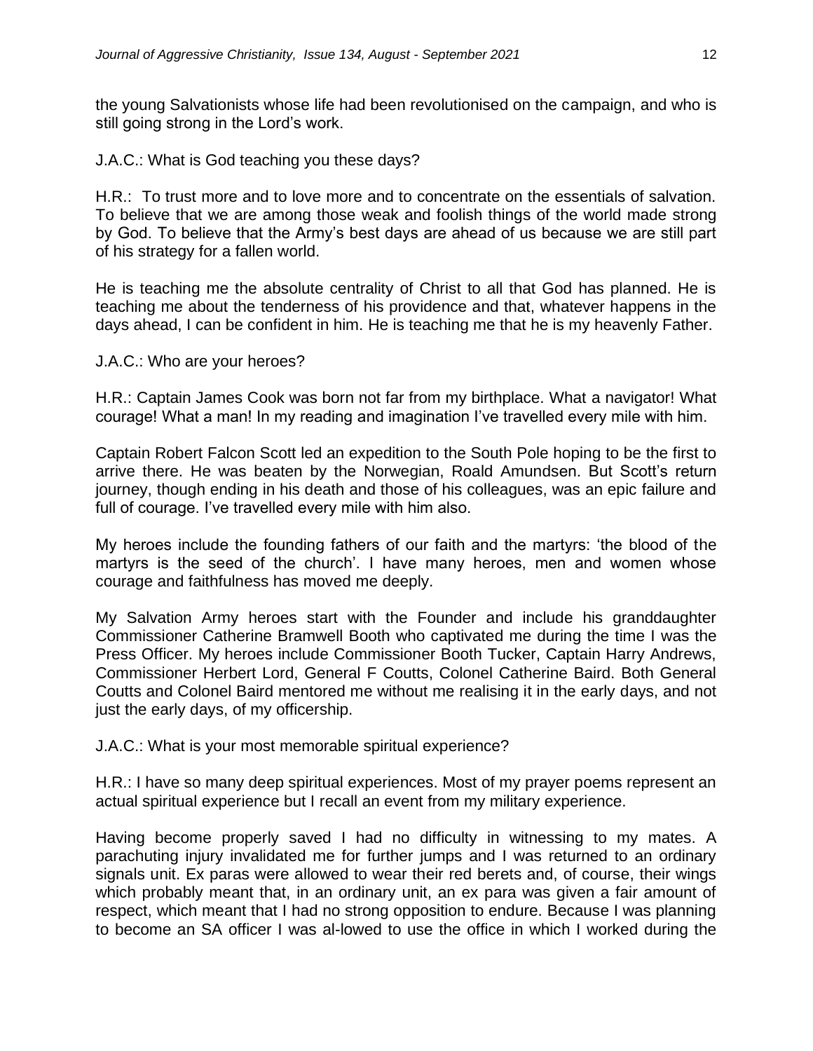the young Salvationists whose life had been revolutionised on the campaign, and who is still going strong in the Lord's work.

J.A.C.: What is God teaching you these days?

H.R.: To trust more and to love more and to concentrate on the essentials of salvation. To believe that we are among those weak and foolish things of the world made strong by God. To believe that the Army's best days are ahead of us because we are still part of his strategy for a fallen world.

He is teaching me the absolute centrality of Christ to all that God has planned. He is teaching me about the tenderness of his providence and that, whatever happens in the days ahead, I can be confident in him. He is teaching me that he is my heavenly Father.

J.A.C.: Who are your heroes?

H.R.: Captain James Cook was born not far from my birthplace. What a navigator! What courage! What a man! In my reading and imagination I've travelled every mile with him.

Captain Robert Falcon Scott led an expedition to the South Pole hoping to be the first to arrive there. He was beaten by the Norwegian, Roald Amundsen. But Scott's return journey, though ending in his death and those of his colleagues, was an epic failure and full of courage. I've travelled every mile with him also.

My heroes include the founding fathers of our faith and the martyrs: 'the blood of the martyrs is the seed of the church'. I have many heroes, men and women whose courage and faithfulness has moved me deeply.

My Salvation Army heroes start with the Founder and include his granddaughter Commissioner Catherine Bramwell Booth who captivated me during the time I was the Press Officer. My heroes include Commissioner Booth Tucker, Captain Harry Andrews, Commissioner Herbert Lord, General F Coutts, Colonel Catherine Baird. Both General Coutts and Colonel Baird mentored me without me realising it in the early days, and not just the early days, of my officership.

J.A.C.: What is your most memorable spiritual experience?

H.R.: I have so many deep spiritual experiences. Most of my prayer poems represent an actual spiritual experience but I recall an event from my military experience.

Having become properly saved I had no difficulty in witnessing to my mates. A parachuting injury invalidated me for further jumps and I was returned to an ordinary signals unit. Ex paras were allowed to wear their red berets and, of course, their wings which probably meant that, in an ordinary unit, an ex para was given a fair amount of respect, which meant that I had no strong opposition to endure. Because I was planning to become an SA officer I was al-lowed to use the office in which I worked during the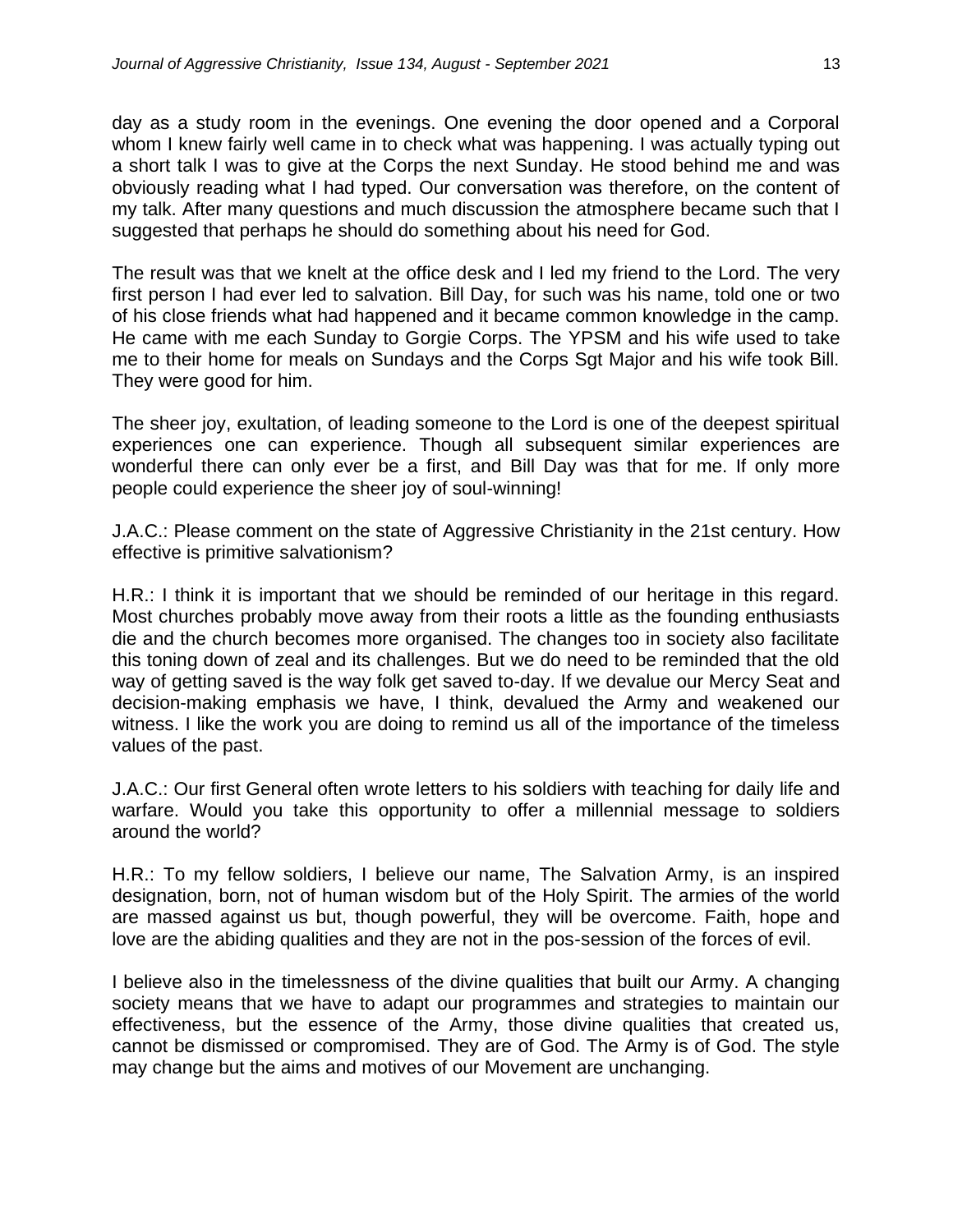day as a study room in the evenings. One evening the door opened and a Corporal whom I knew fairly well came in to check what was happening. I was actually typing out a short talk I was to give at the Corps the next Sunday. He stood behind me and was obviously reading what I had typed. Our conversation was therefore, on the content of my talk. After many questions and much discussion the atmosphere became such that I suggested that perhaps he should do something about his need for God.

The result was that we knelt at the office desk and I led my friend to the Lord. The very first person I had ever led to salvation. Bill Day, for such was his name, told one or two of his close friends what had happened and it became common knowledge in the camp. He came with me each Sunday to Gorgie Corps. The YPSM and his wife used to take me to their home for meals on Sundays and the Corps Sgt Major and his wife took Bill. They were good for him.

The sheer joy, exultation, of leading someone to the Lord is one of the deepest spiritual experiences one can experience. Though all subsequent similar experiences are wonderful there can only ever be a first, and Bill Day was that for me. If only more people could experience the sheer joy of soul-winning!

J.A.C.: Please comment on the state of Aggressive Christianity in the 21st century. How effective is primitive salvationism?

H.R.: I think it is important that we should be reminded of our heritage in this regard. Most churches probably move away from their roots a little as the founding enthusiasts die and the church becomes more organised. The changes too in society also facilitate this toning down of zeal and its challenges. But we do need to be reminded that the old way of getting saved is the way folk get saved to-day. If we devalue our Mercy Seat and decision-making emphasis we have, I think, devalued the Army and weakened our witness. I like the work you are doing to remind us all of the importance of the timeless values of the past.

J.A.C.: Our first General often wrote letters to his soldiers with teaching for daily life and warfare. Would you take this opportunity to offer a millennial message to soldiers around the world?

H.R.: To my fellow soldiers, I believe our name, The Salvation Army, is an inspired designation, born, not of human wisdom but of the Holy Spirit. The armies of the world are massed against us but, though powerful, they will be overcome. Faith, hope and love are the abiding qualities and they are not in the pos-session of the forces of evil.

I believe also in the timelessness of the divine qualities that built our Army. A changing society means that we have to adapt our programmes and strategies to maintain our effectiveness, but the essence of the Army, those divine qualities that created us, cannot be dismissed or compromised. They are of God. The Army is of God. The style may change but the aims and motives of our Movement are unchanging.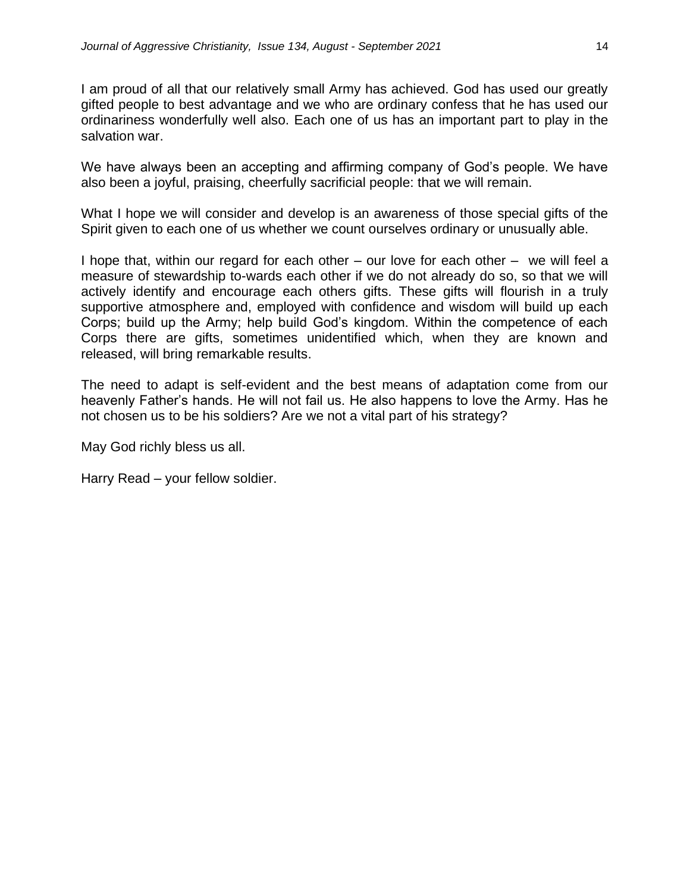I am proud of all that our relatively small Army has achieved. God has used our greatly gifted people to best advantage and we who are ordinary confess that he has used our ordinariness wonderfully well also. Each one of us has an important part to play in the salvation war.

We have always been an accepting and affirming company of God's people. We have also been a joyful, praising, cheerfully sacrificial people: that we will remain.

What I hope we will consider and develop is an awareness of those special gifts of the Spirit given to each one of us whether we count ourselves ordinary or unusually able.

I hope that, within our regard for each other – our love for each other – we will feel a measure of stewardship to-wards each other if we do not already do so, so that we will actively identify and encourage each others gifts. These gifts will flourish in a truly supportive atmosphere and, employed with confidence and wisdom will build up each Corps; build up the Army; help build God's kingdom. Within the competence of each Corps there are gifts, sometimes unidentified which, when they are known and released, will bring remarkable results.

The need to adapt is self-evident and the best means of adaptation come from our heavenly Father's hands. He will not fail us. He also happens to love the Army. Has he not chosen us to be his soldiers? Are we not a vital part of his strategy?

May God richly bless us all.

Harry Read – your fellow soldier.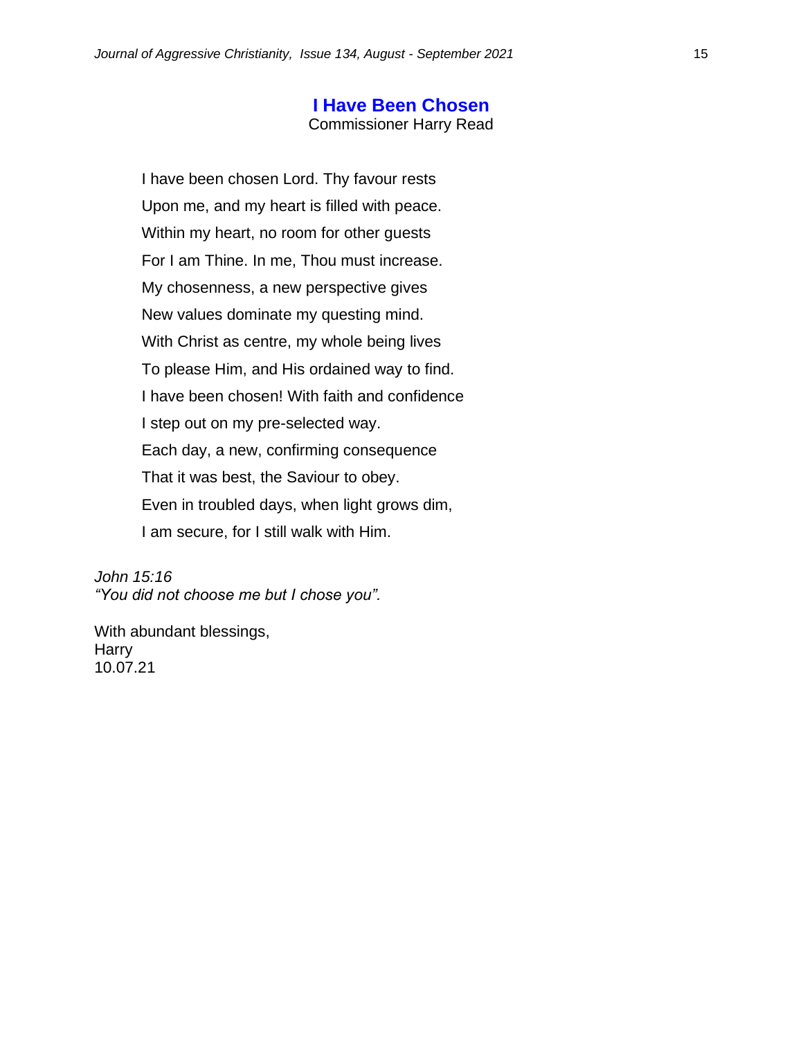## I Have Been Chosen

Commissioner Harry Read

I have been chosen Lord. Thy favour rests
Upon me, and my heart is filled with peace.
Within my heart, no room for other guests
For I am Thine. In me, Thou must increase.
My chosenness, a new perspective gives
New values dominate my questing mind.
With Christ as centre, my whole being lives
To please Him, and His ordained way to find.
I have been chosen! With faith and confidence
I step out on my pre-selected way.
Each day, a new, confirming consequence
That it was best, the Saviour to obey.
Even in troubled days, when light grows dim,
I am secure, for I still walk with Him.

*John 15:16*
*"You did not choose me but I chose you".*

With abundant blessings,
Harry
10.07.21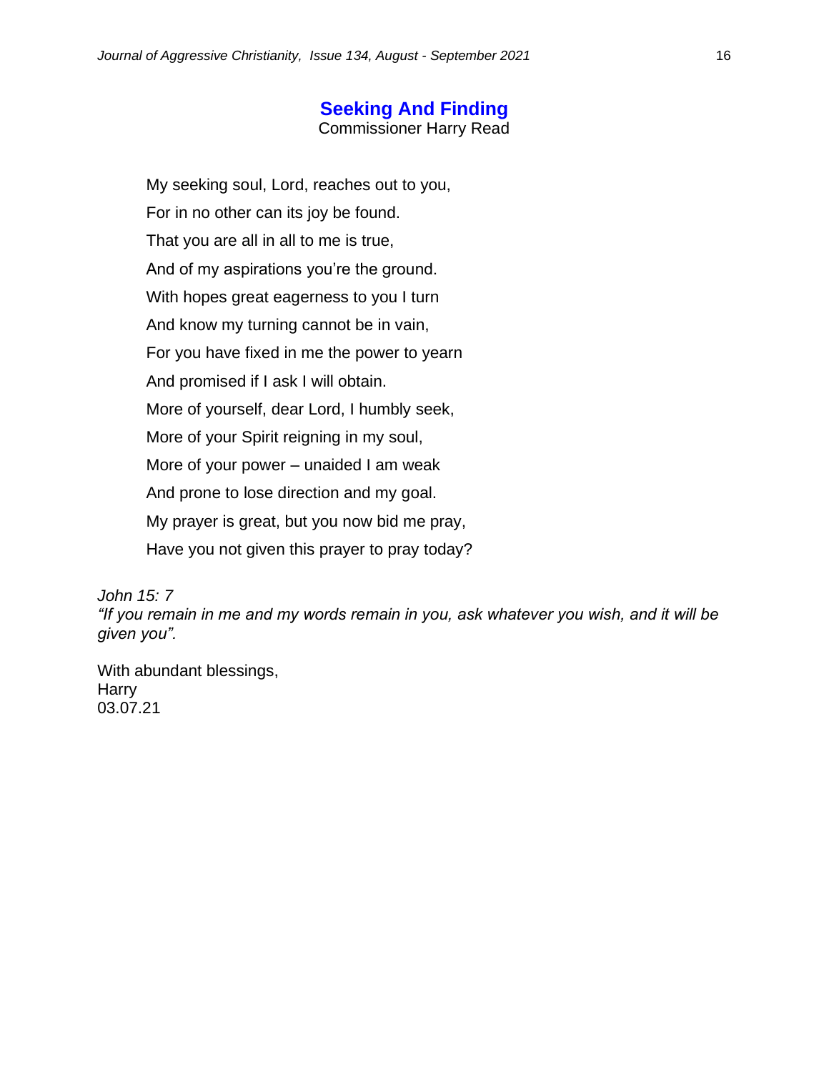## Seeking And Finding

Commissioner Harry Read

My seeking soul, Lord, reaches out to you,  
For in no other can its joy be found.  
That you are all in all to me is true,  
And of my aspirations you're the ground.  
With hopes great eagerness to you I turn  
And know my turning cannot be in vain,  
For you have fixed in me the power to yearn  
And promised if I ask I will obtain.  
More of yourself, dear Lord, I humbly seek,  
More of your Spirit reigning in my soul,  
More of your power – unaided I am weak  
And prone to lose direction and my goal.  
My prayer is great, but you now bid me pray,  
Have you not given this prayer to pray today?

*John 15: 7*  
*"If you remain in me and my words remain in you, ask whatever you wish, and it will be given you".*

With abundant blessings,  
Harry  
03.07.21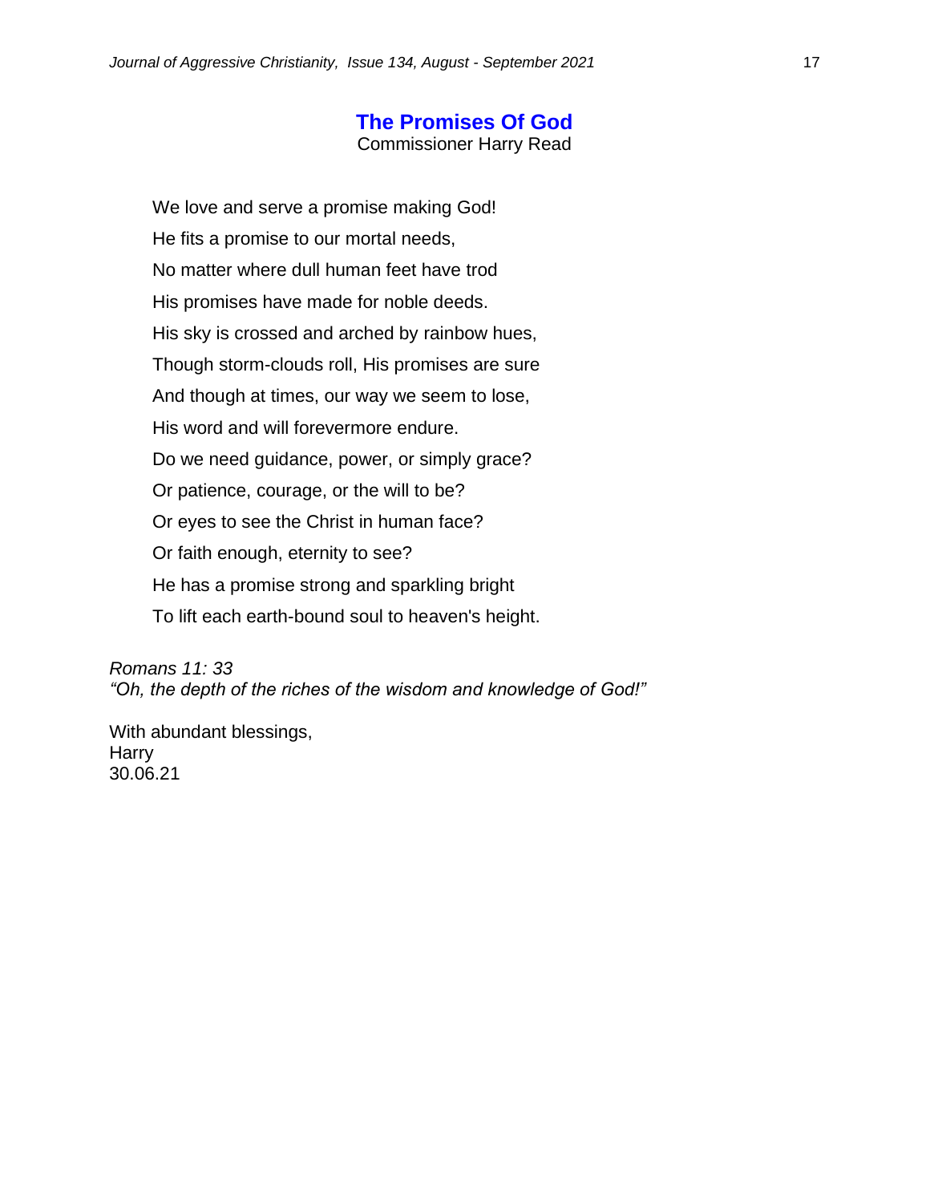## The Promises Of God

Commissioner Harry Read

We love and serve a promise making God!  
He fits a promise to our mortal needs,  
No matter where dull human feet have trod  
His promises have made for noble deeds.  
His sky is crossed and arched by rainbow hues,  
Though storm-clouds roll, His promises are sure  
And though at times, our way we seem to lose,  
His word and will forevermore endure.  
Do we need guidance, power, or simply grace?  
Or patience, courage, or the will to be?  
Or eyes to see the Christ in human face?  
Or faith enough, eternity to see?  
He has a promise strong and sparkling bright  
To lift each earth-bound soul to heaven's height.

*Romans 11: 33*  
*"Oh, the depth of the riches of the wisdom and knowledge of God!"*

With abundant blessings,  
Harry  
30.06.21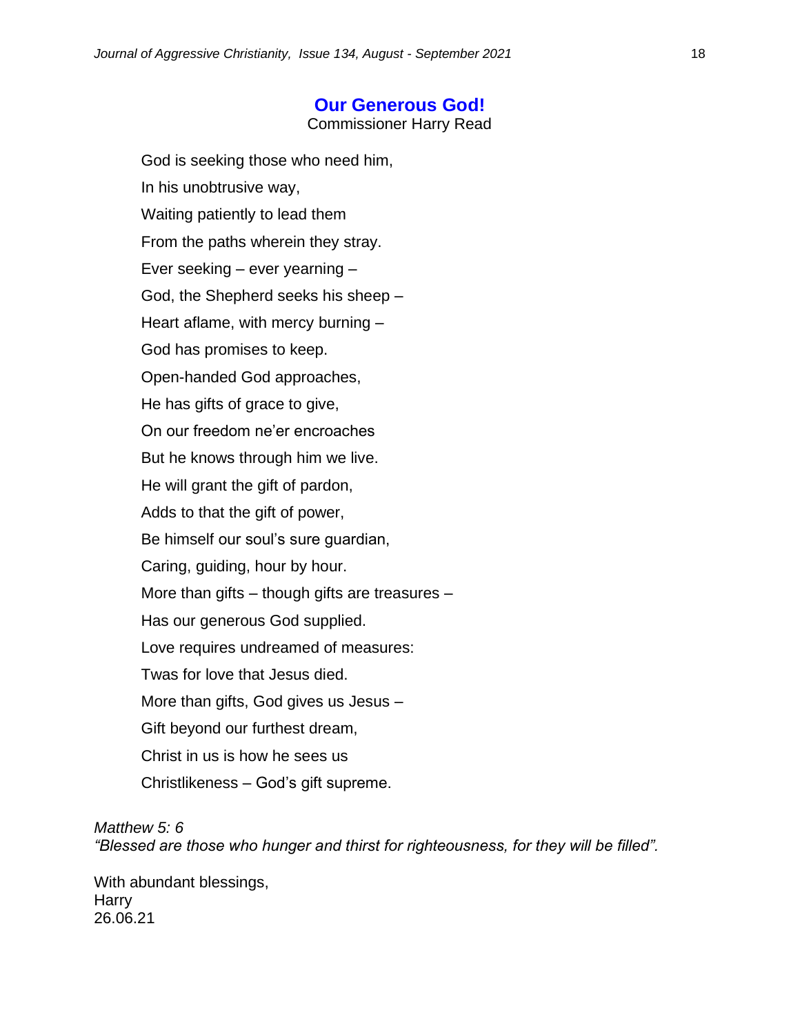## Our Generous God!

Commissioner Harry Read

God is seeking those who need him,
In his unobtrusive way,
Waiting patiently to lead them
From the paths wherein they stray.
Ever seeking – ever yearning –
God, the Shepherd seeks his sheep –
Heart aflame, with mercy burning –
God has promises to keep.
Open-handed God approaches,
He has gifts of grace to give,
On our freedom ne'er encroaches
But he knows through him we live.
He will grant the gift of pardon,
Adds to that the gift of power,
Be himself our soul's sure guardian,
Caring, guiding, hour by hour.
More than gifts – though gifts are treasures –
Has our generous God supplied.
Love requires undreamed of measures:
Twas for love that Jesus died.
More than gifts, God gives us Jesus –
Gift beyond our furthest dream,
Christ in us is how he sees us
Christlikeness – God's gift supreme.

*Matthew 5: 6*
*"Blessed are those who hunger and thirst for righteousness, for they will be filled".*

With abundant blessings,
Harry
26.06.21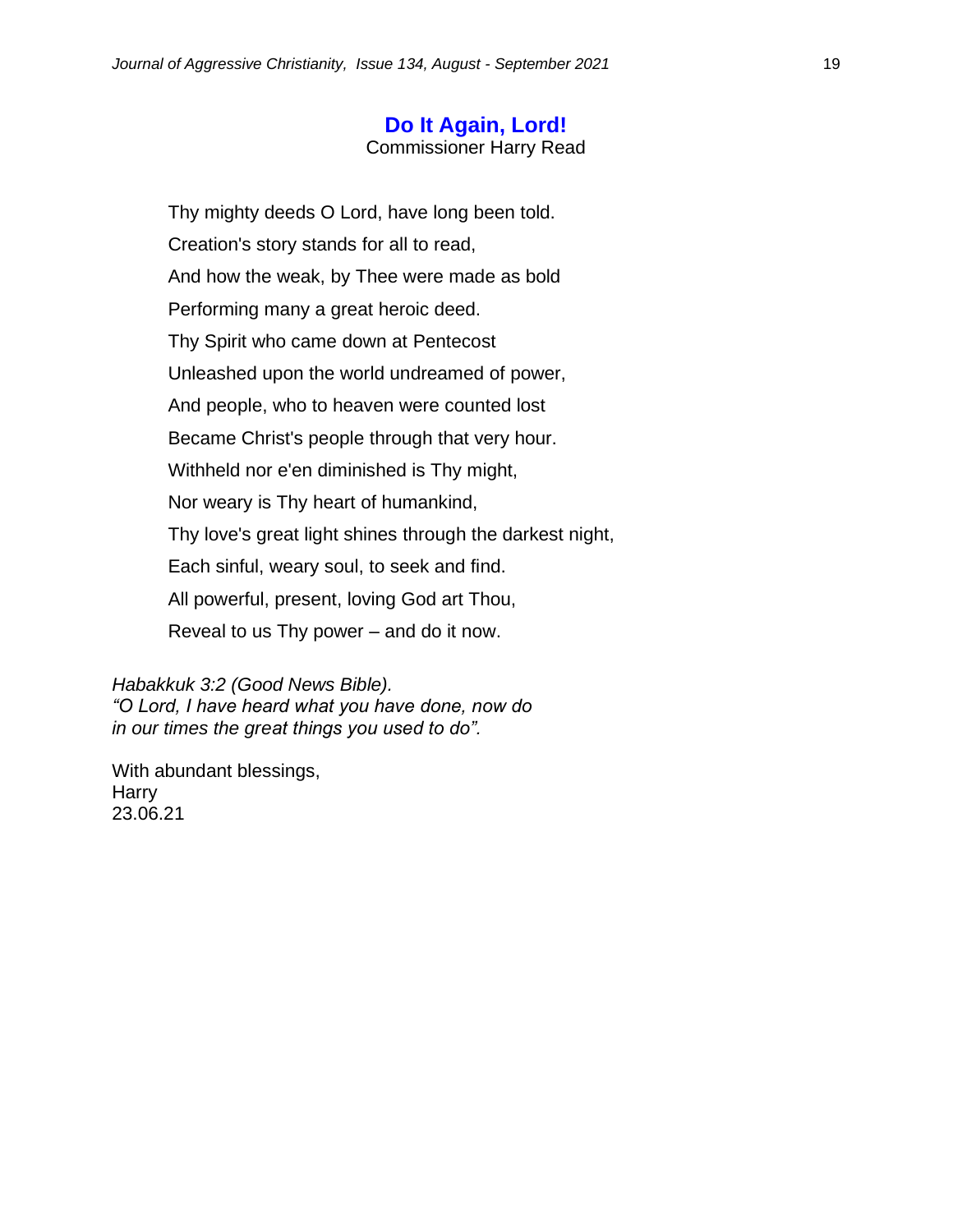## Do It Again, Lord!

Commissioner Harry Read

Thy mighty deeds O Lord, have long been told.
Creation's story stands for all to read,
And how the weak, by Thee were made as bold
Performing many a great heroic deed.
Thy Spirit who came down at Pentecost
Unleashed upon the world undreamed of power,
And people, who to heaven were counted lost
Became Christ's people through that very hour.
Withheld nor e'en diminished is Thy might,
Nor weary is Thy heart of humankind,
Thy love's great light shines through the darkest night,
Each sinful, weary soul, to seek and find.
All powerful, present, loving God art Thou,
Reveal to us Thy power – and do it now.

*Habakkuk 3:2 (Good News Bible).*
*"O Lord, I have heard what you have done, now do in our times the great things you used to do".*

With abundant blessings,
Harry
23.06.21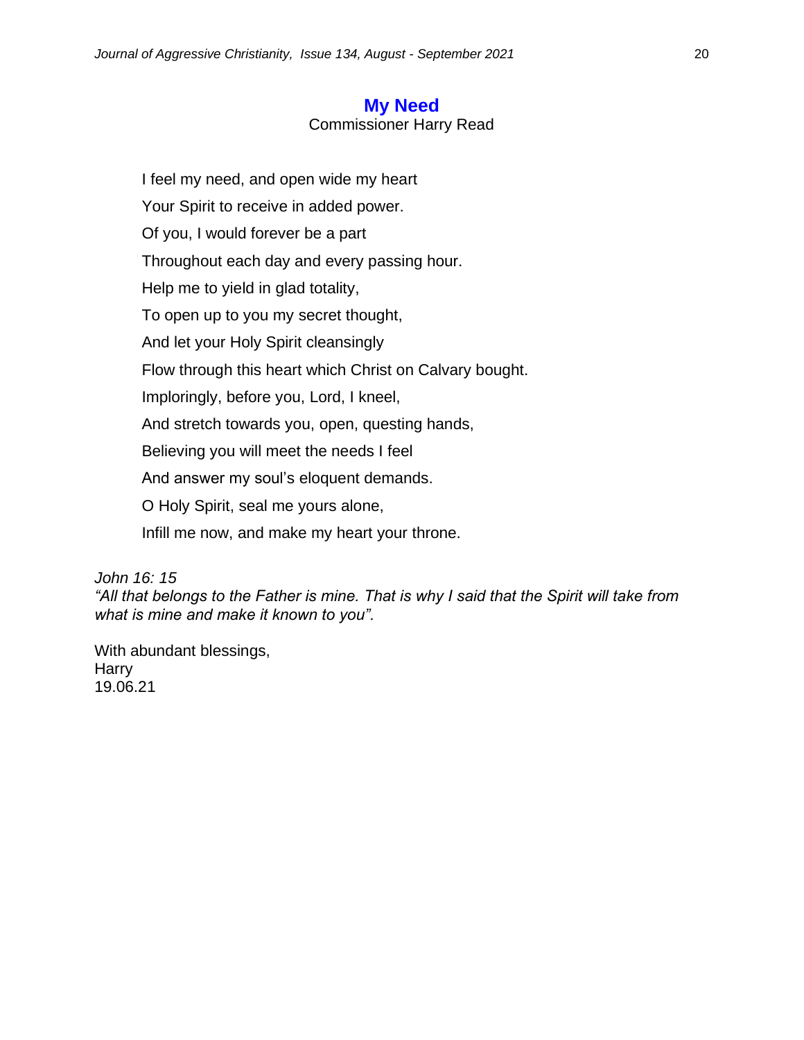## My Need

Commissioner Harry Read

I feel my need, and open wide my heart
Your Spirit to receive in added power.
Of you, I would forever be a part
Throughout each day and every passing hour.
Help me to yield in glad totality,
To open up to you my secret thought,
And let your Holy Spirit cleansingly
Flow through this heart which Christ on Calvary bought.
Imploringly, before you, Lord, I kneel,
And stretch towards you, open, questing hands,
Believing you will meet the needs I feel
And answer my soul's eloquent demands.
O Holy Spirit, seal me yours alone,
Infill me now, and make my heart your throne.

*John 16: 15*
*"All that belongs to the Father is mine. That is why I said that the Spirit will take from what is mine and make it known to you".*

With abundant blessings,
Harry
19.06.21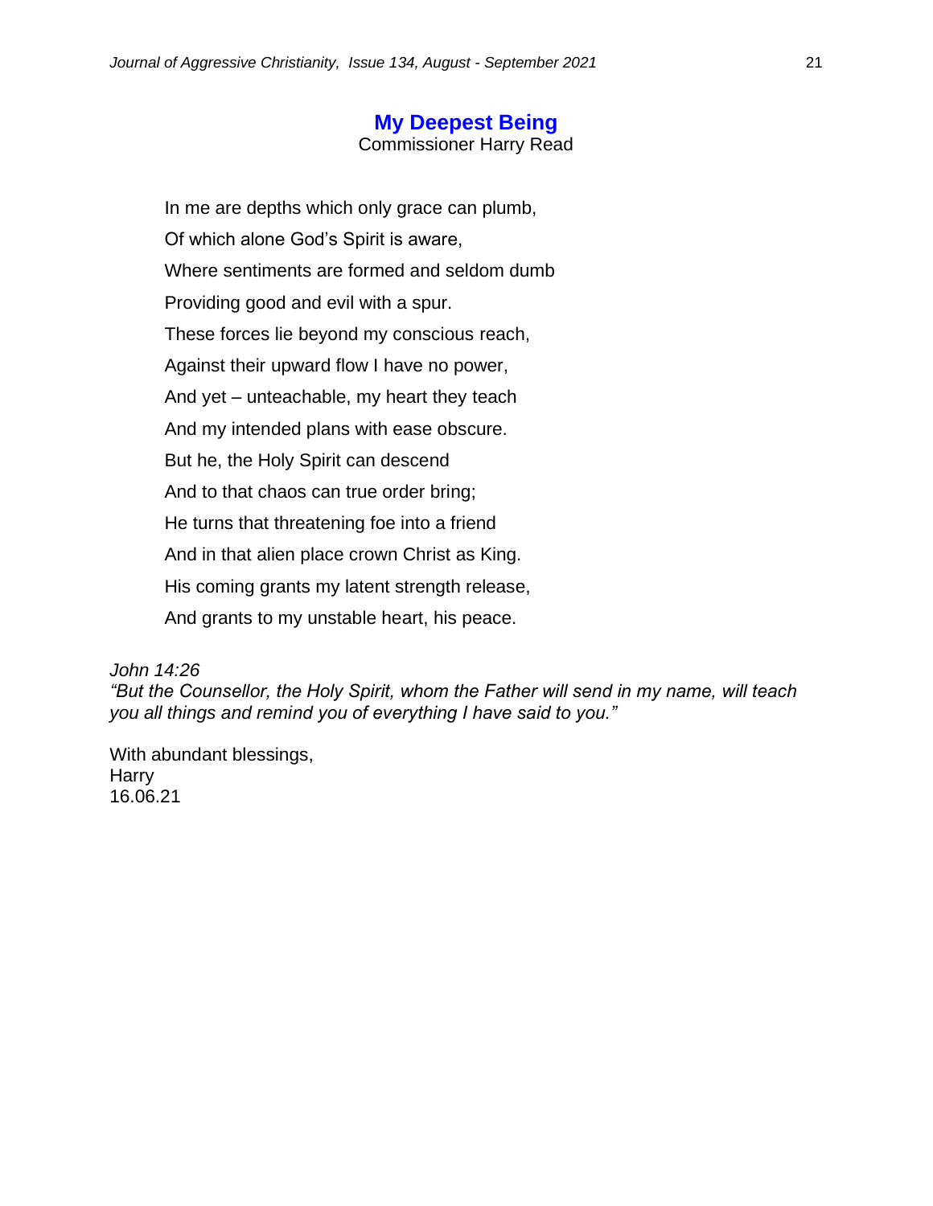## My Deepest Being

Commissioner Harry Read

In me are depths which only grace can plumb,
Of which alone God's Spirit is aware,
Where sentiments are formed and seldom dumb
Providing good and evil with a spur.
These forces lie beyond my conscious reach,
Against their upward flow I have no power,
And yet – unteachable, my heart they teach
And my intended plans with ease obscure.
But he, the Holy Spirit can descend
And to that chaos can true order bring;
He turns that threatening foe into a friend
And in that alien place crown Christ as King.
His coming grants my latent strength release,
And grants to my unstable heart, his peace.

*John 14:26*
*"But the Counsellor, the Holy Spirit, whom the Father will send in my name, will teach you all things and remind you of everything I have said to you."*

With abundant blessings,
Harry
16.06.21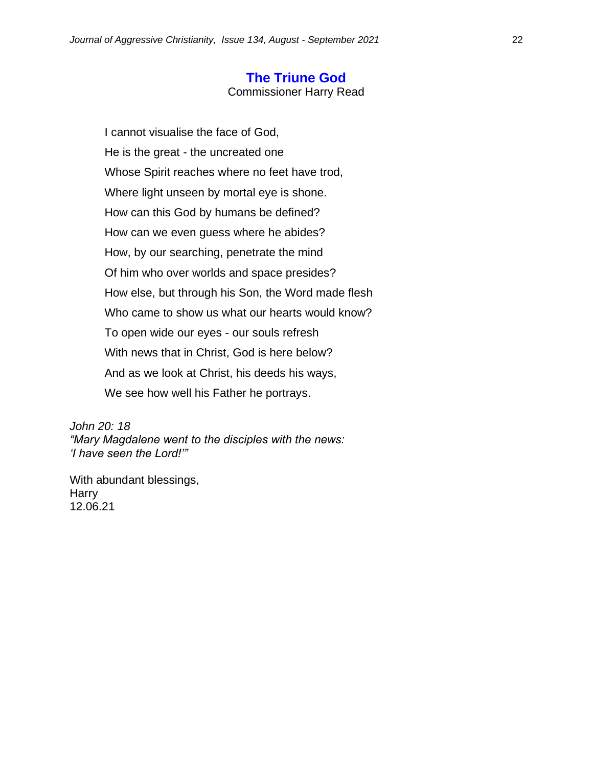## The Triune God

Commissioner Harry Read

I cannot visualise the face of God,
He is the great - the uncreated one
Whose Spirit reaches where no feet have trod,
Where light unseen by mortal eye is shone.
How can this God by humans be defined?
How can we even guess where he abides?
How, by our searching, penetrate the mind
Of him who over worlds and space presides?
How else, but through his Son, the Word made flesh
Who came to show us what our hearts would know?
To open wide our eyes - our souls refresh
With news that in Christ, God is here below?
And as we look at Christ, his deeds his ways,
We see how well his Father he portrays.

*John 20: 18*
*"Mary Magdalene went to the disciples with the news: 'I have seen the Lord!'"*

With abundant blessings,
Harry
12.06.21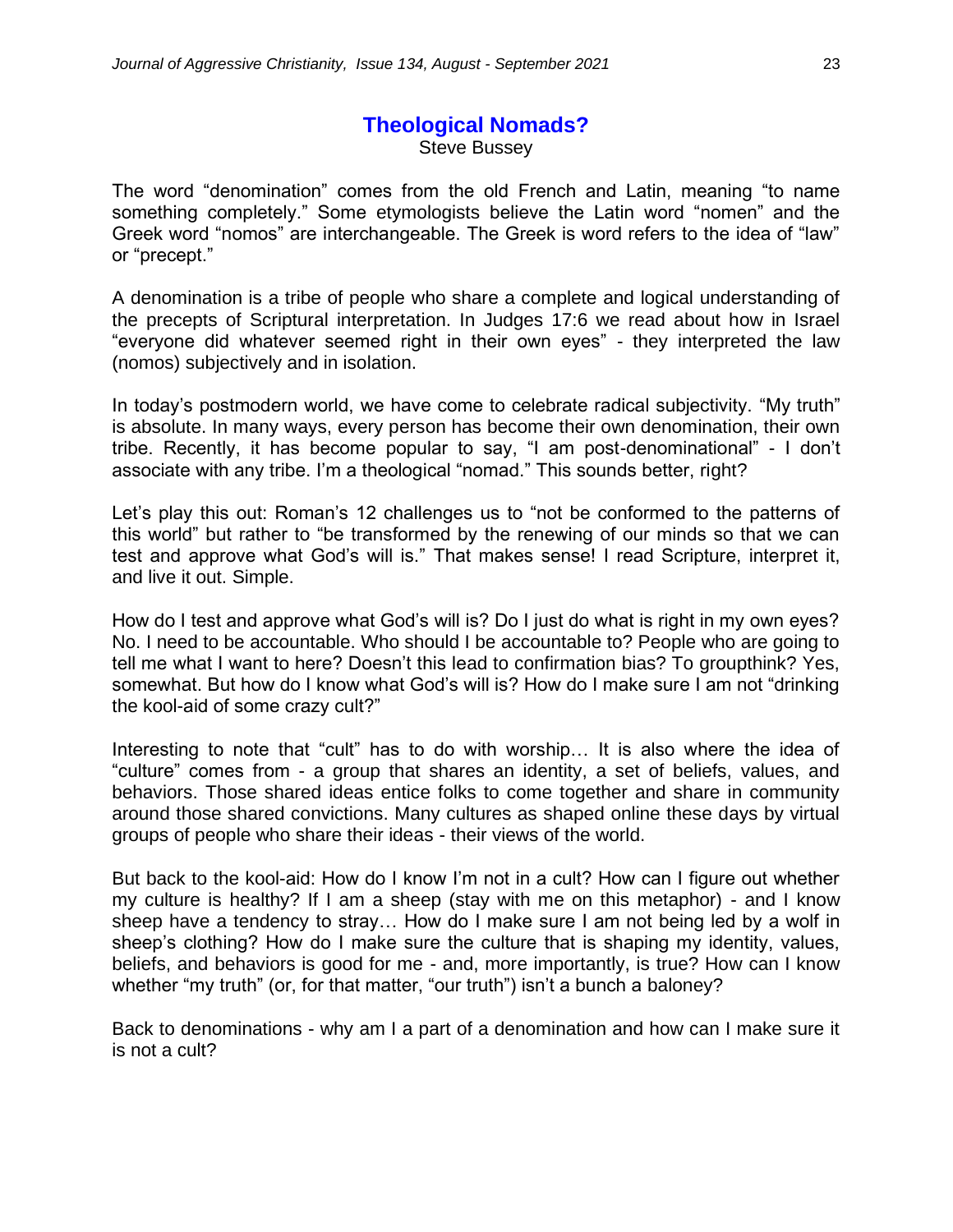# Theological Nomads?

Steve Bussey

The word "denomination" comes from the old French and Latin, meaning "to name something completely." Some etymologists believe the Latin word "nomen" and the Greek word "nomos" are interchangeable. The Greek is word refers to the idea of "law" or "precept."

A denomination is a tribe of people who share a complete and logical understanding of the precepts of Scriptural interpretation. In Judges 17:6 we read about how in Israel "everyone did whatever seemed right in their own eyes" - they interpreted the law (nomos) subjectively and in isolation.

In today's postmodern world, we have come to celebrate radical subjectivity. "My truth" is absolute. In many ways, every person has become their own denomination, their own tribe. Recently, it has become popular to say, "I am post-denominational" - I don't associate with any tribe. I'm a theological "nomad." This sounds better, right?

Let's play this out: Roman's 12 challenges us to "not be conformed to the patterns of this world" but rather to "be transformed by the renewing of our minds so that we can test and approve what God's will is." That makes sense! I read Scripture, interpret it, and live it out. Simple.

How do I test and approve what God's will is? Do I just do what is right in my own eyes? No. I need to be accountable. Who should I be accountable to? People who are going to tell me what I want to here? Doesn't this lead to confirmation bias? To groupthink? Yes, somewhat. But how do I know what God's will is? How do I make sure I am not "drinking the kool-aid of some crazy cult?"

Interesting to note that "cult" has to do with worship… It is also where the idea of "culture" comes from - a group that shares an identity, a set of beliefs, values, and behaviors. Those shared ideas entice folks to come together and share in community around those shared convictions. Many cultures as shaped online these days by virtual groups of people who share their ideas - their views of the world.

But back to the kool-aid: How do I know I'm not in a cult? How can I figure out whether my culture is healthy? If I am a sheep (stay with me on this metaphor) - and I know sheep have a tendency to stray… How do I make sure I am not being led by a wolf in sheep's clothing? How do I make sure the culture that is shaping my identity, values, beliefs, and behaviors is good for me - and, more importantly, is true? How can I know whether "my truth" (or, for that matter, "our truth") isn't a bunch a baloney?

Back to denominations - why am I a part of a denomination and how can I make sure it is not a cult?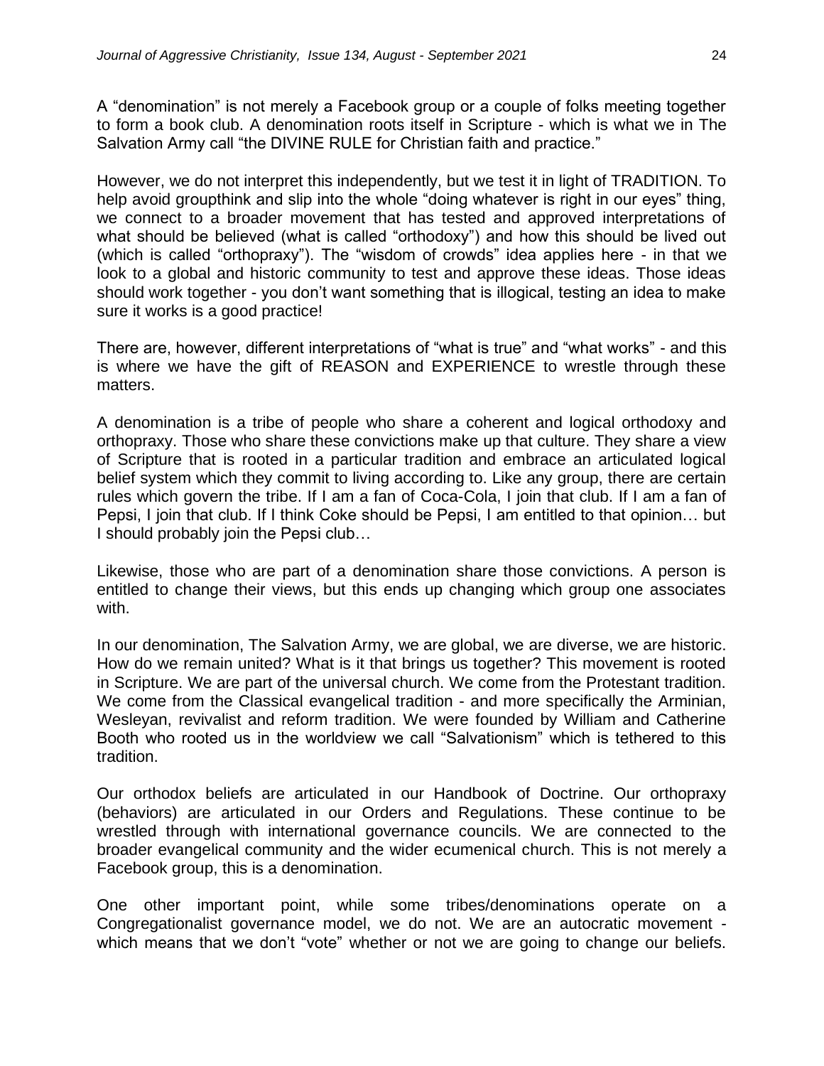A "denomination" is not merely a Facebook group or a couple of folks meeting together to form a book club. A denomination roots itself in Scripture - which is what we in The Salvation Army call "the DIVINE RULE for Christian faith and practice."

However, we do not interpret this independently, but we test it in light of TRADITION. To help avoid groupthink and slip into the whole "doing whatever is right in our eyes" thing, we connect to a broader movement that has tested and approved interpretations of what should be believed (what is called "orthodoxy") and how this should be lived out (which is called "orthopraxy"). The "wisdom of crowds" idea applies here - in that we look to a global and historic community to test and approve these ideas. Those ideas should work together - you don't want something that is illogical, testing an idea to make sure it works is a good practice!

There are, however, different interpretations of "what is true" and "what works" - and this is where we have the gift of REASON and EXPERIENCE to wrestle through these matters.

A denomination is a tribe of people who share a coherent and logical orthodoxy and orthopraxy. Those who share these convictions make up that culture. They share a view of Scripture that is rooted in a particular tradition and embrace an articulated logical belief system which they commit to living according to. Like any group, there are certain rules which govern the tribe. If I am a fan of Coca-Cola, I join that club. If I am a fan of Pepsi, I join that club. If I think Coke should be Pepsi, I am entitled to that opinion… but I should probably join the Pepsi club…

Likewise, those who are part of a denomination share those convictions. A person is entitled to change their views, but this ends up changing which group one associates with.

In our denomination, The Salvation Army, we are global, we are diverse, we are historic. How do we remain united? What is it that brings us together? This movement is rooted in Scripture. We are part of the universal church. We come from the Protestant tradition. We come from the Classical evangelical tradition - and more specifically the Arminian, Wesleyan, revivalist and reform tradition. We were founded by William and Catherine Booth who rooted us in the worldview we call "Salvationism" which is tethered to this tradition.

Our orthodox beliefs are articulated in our Handbook of Doctrine. Our orthopraxy (behaviors) are articulated in our Orders and Regulations. These continue to be wrestled through with international governance councils. We are connected to the broader evangelical community and the wider ecumenical church. This is not merely a Facebook group, this is a denomination.

One other important point, while some tribes/denominations operate on a Congregationalist governance model, we do not. We are an autocratic movement - which means that we don't "vote" whether or not we are going to change our beliefs.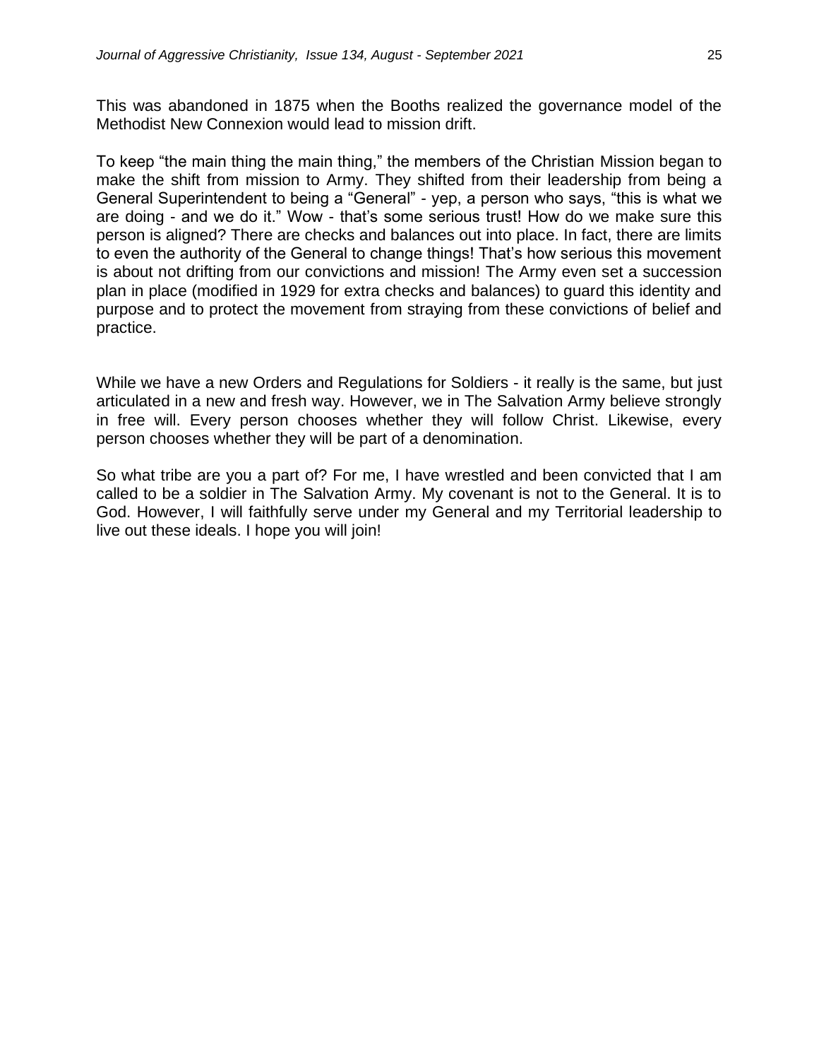This was abandoned in 1875 when the Booths realized the governance model of the Methodist New Connexion would lead to mission drift.

To keep "the main thing the main thing," the members of the Christian Mission began to make the shift from mission to Army. They shifted from their leadership from being a General Superintendent to being a "General" - yep, a person who says, "this is what we are doing - and we do it." Wow - that's some serious trust! How do we make sure this person is aligned? There are checks and balances out into place. In fact, there are limits to even the authority of the General to change things! That's how serious this movement is about not drifting from our convictions and mission! The Army even set a succession plan in place (modified in 1929 for extra checks and balances) to guard this identity and purpose and to protect the movement from straying from these convictions of belief and practice.

While we have a new Orders and Regulations for Soldiers - it really is the same, but just articulated in a new and fresh way. However, we in The Salvation Army believe strongly in free will. Every person chooses whether they will follow Christ. Likewise, every person chooses whether they will be part of a denomination.

So what tribe are you a part of? For me, I have wrestled and been convicted that I am called to be a soldier in The Salvation Army. My covenant is not to the General. It is to God. However, I will faithfully serve under my General and my Territorial leadership to live out these ideals. I hope you will join!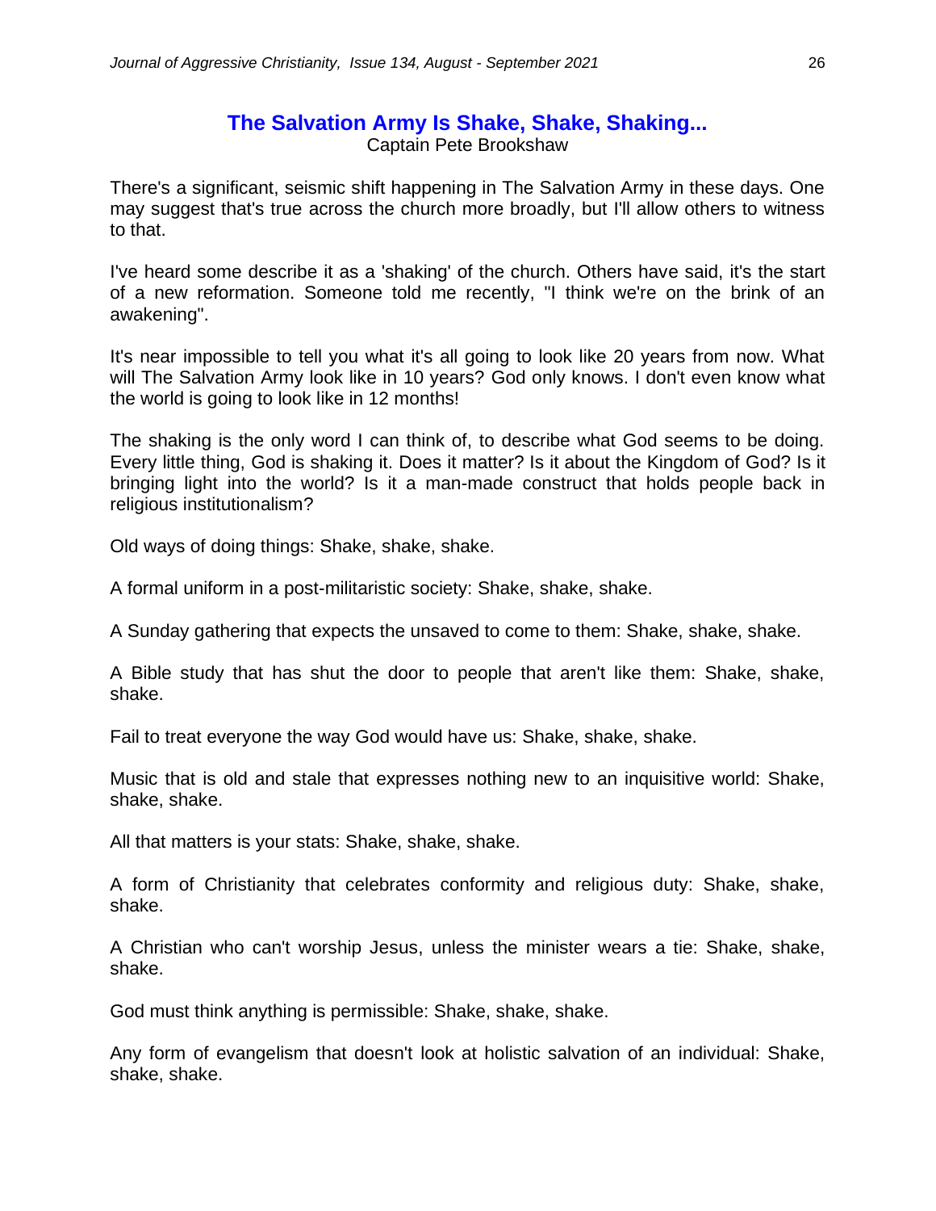## The Salvation Army Is Shake, Shake, Shaking...

Captain Pete Brookshaw

There's a significant, seismic shift happening in The Salvation Army in these days. One may suggest that's true across the church more broadly, but I'll allow others to witness to that.

I've heard some describe it as a 'shaking' of the church. Others have said, it's the start of a new reformation. Someone told me recently, "I think we're on the brink of an awakening".

It's near impossible to tell you what it's all going to look like 20 years from now. What will The Salvation Army look like in 10 years? God only knows. I don't even know what the world is going to look like in 12 months!

The shaking is the only word I can think of, to describe what God seems to be doing. Every little thing, God is shaking it. Does it matter? Is it about the Kingdom of God? Is it bringing light into the world? Is it a man-made construct that holds people back in religious institutionalism?

Old ways of doing things: Shake, shake, shake.

A formal uniform in a post-militaristic society: Shake, shake, shake.

A Sunday gathering that expects the unsaved to come to them: Shake, shake, shake.

A Bible study that has shut the door to people that aren't like them: Shake, shake, shake.

Fail to treat everyone the way God would have us: Shake, shake, shake.

Music that is old and stale that expresses nothing new to an inquisitive world: Shake, shake, shake.

All that matters is your stats: Shake, shake, shake.

A form of Christianity that celebrates conformity and religious duty: Shake, shake, shake.

A Christian who can't worship Jesus, unless the minister wears a tie: Shake, shake, shake.

God must think anything is permissible: Shake, shake, shake.

Any form of evangelism that doesn't look at holistic salvation of an individual: Shake, shake, shake.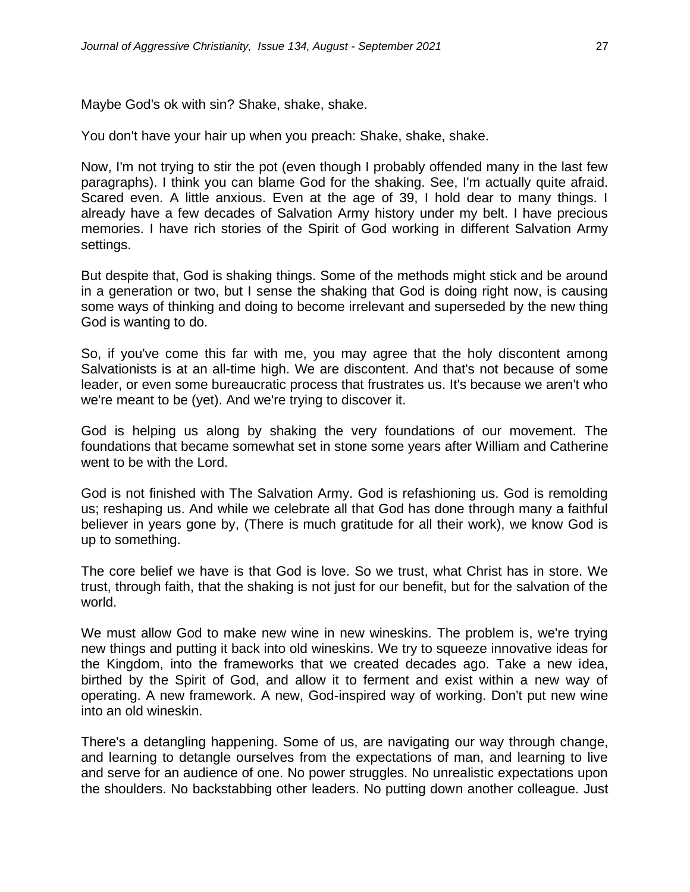Maybe God's ok with sin? Shake, shake, shake.

You don't have your hair up when you preach: Shake, shake, shake.

Now, I'm not trying to stir the pot (even though I probably offended many in the last few paragraphs). I think you can blame God for the shaking. See, I'm actually quite afraid. Scared even. A little anxious. Even at the age of 39, I hold dear to many things. I already have a few decades of Salvation Army history under my belt. I have precious memories. I have rich stories of the Spirit of God working in different Salvation Army settings.

But despite that, God is shaking things. Some of the methods might stick and be around in a generation or two, but I sense the shaking that God is doing right now, is causing some ways of thinking and doing to become irrelevant and superseded by the new thing God is wanting to do.

So, if you've come this far with me, you may agree that the holy discontent among Salvationists is at an all-time high. We are discontent. And that's not because of some leader, or even some bureaucratic process that frustrates us. It's because we aren't who we're meant to be (yet). And we're trying to discover it.

God is helping us along by shaking the very foundations of our movement. The foundations that became somewhat set in stone some years after William and Catherine went to be with the Lord.

God is not finished with The Salvation Army. God is refashioning us. God is remolding us; reshaping us. And while we celebrate all that God has done through many a faithful believer in years gone by, (There is much gratitude for all their work), we know God is up to something.

The core belief we have is that God is love. So we trust, what Christ has in store. We trust, through faith, that the shaking is not just for our benefit, but for the salvation of the world.

We must allow God to make new wine in new wineskins. The problem is, we're trying new things and putting it back into old wineskins. We try to squeeze innovative ideas for the Kingdom, into the frameworks that we created decades ago. Take a new idea, birthed by the Spirit of God, and allow it to ferment and exist within a new way of operating. A new framework. A new, God-inspired way of working. Don't put new wine into an old wineskin.

There's a detangling happening. Some of us, are navigating our way through change, and learning to detangle ourselves from the expectations of man, and learning to live and serve for an audience of one. No power struggles. No unrealistic expectations upon the shoulders. No backstabbing other leaders. No putting down another colleague. Just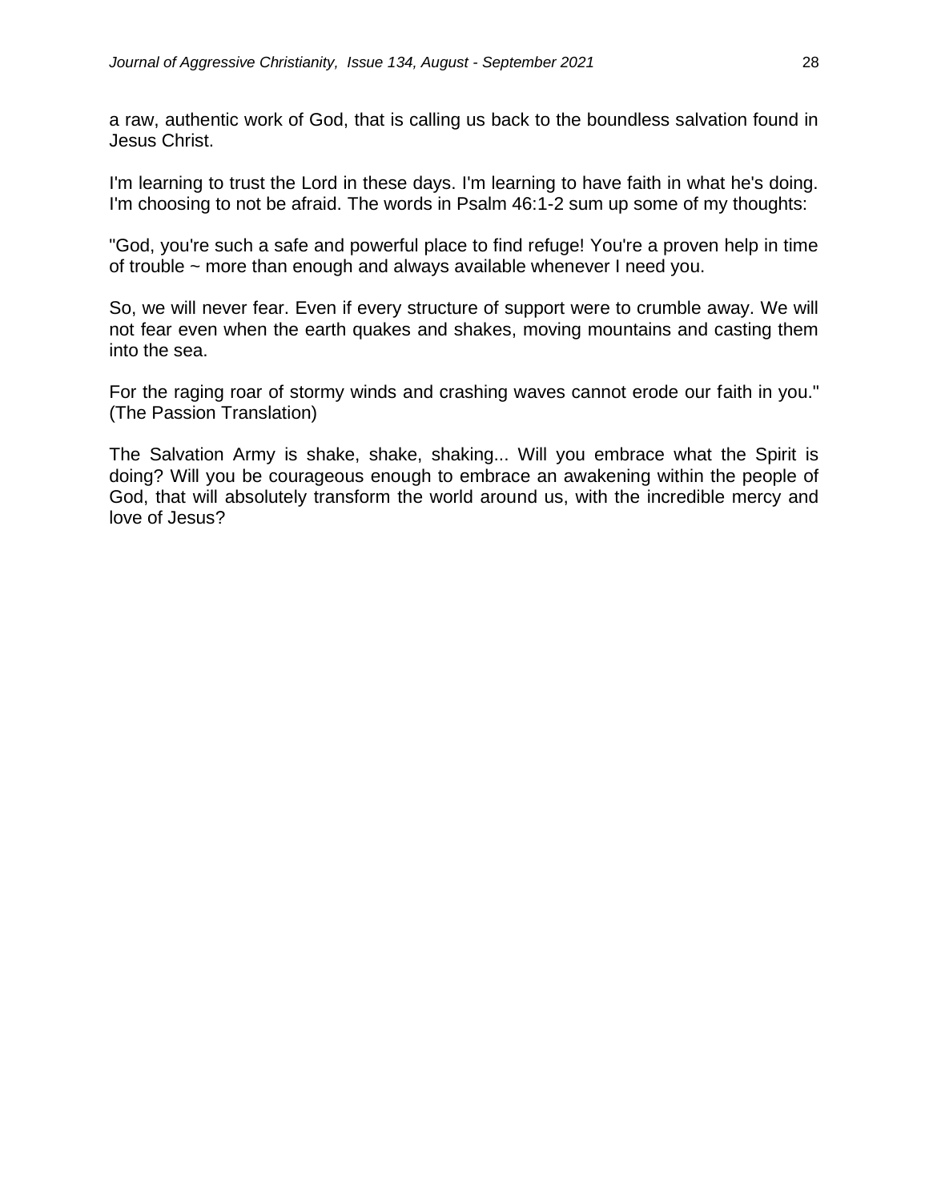a raw, authentic work of God, that is calling us back to the boundless salvation found in Jesus Christ.

I'm learning to trust the Lord in these days. I'm learning to have faith in what he's doing. I'm choosing to not be afraid. The words in Psalm 46:1-2 sum up some of my thoughts:

"God, you're such a safe and powerful place to find refuge! You're a proven help in time of trouble ~ more than enough and always available whenever I need you.

So, we will never fear. Even if every structure of support were to crumble away. We will not fear even when the earth quakes and shakes, moving mountains and casting them into the sea.

For the raging roar of stormy winds and crashing waves cannot erode our faith in you." (The Passion Translation)

The Salvation Army is shake, shake, shaking... Will you embrace what the Spirit is doing? Will you be courageous enough to embrace an awakening within the people of God, that will absolutely transform the world around us, with the incredible mercy and love of Jesus?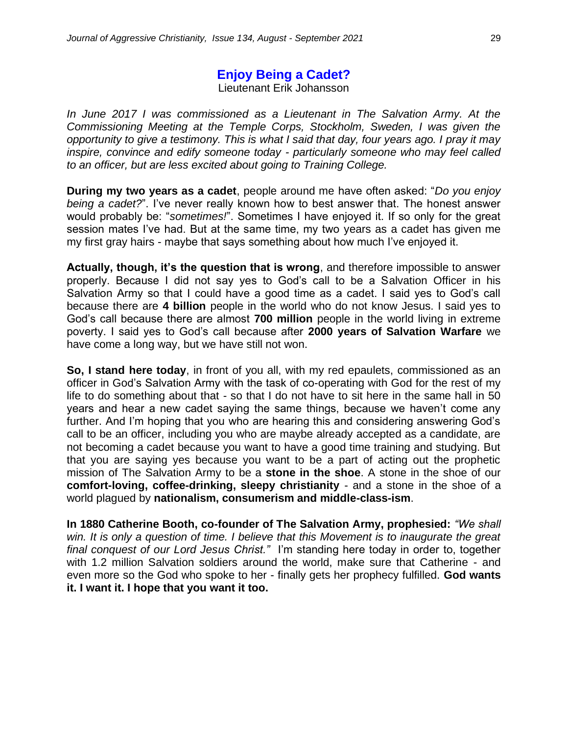## Enjoy Being a Cadet?

Lieutenant Erik Johansson

*In June 2017 I was commissioned as a Lieutenant in The Salvation Army. At the Commissioning Meeting at the Temple Corps, Stockholm, Sweden, I was given the opportunity to give a testimony. This is what I said that day, four years ago. I pray it may inspire, convince and edify someone today - particularly someone who may feel called to an officer, but are less excited about going to Training College.*

**During my two years as a cadet**, people around me have often asked: "*Do you enjoy being a cadet?*". I've never really known how to best answer that. The honest answer would probably be: "*sometimes!*". Sometimes I have enjoyed it. If so only for the great session mates I've had. But at the same time, my two years as a cadet has given me my first gray hairs - maybe that says something about how much I've enjoyed it.

**Actually, though, it's the question that is wrong**, and therefore impossible to answer properly. Because I did not say yes to God's call to be a Salvation Officer in his Salvation Army so that I could have a good time as a cadet. I said yes to God's call because there are **4 billion** people in the world who do not know Jesus. I said yes to God's call because there are almost **700 million** people in the world living in extreme poverty. I said yes to God's call because after **2000 years of Salvation Warfare** we have come a long way, but we have still not won.

**So, I stand here today**, in front of you all, with my red epaulets, commissioned as an officer in God's Salvation Army with the task of co-operating with God for the rest of my life to do something about that - so that I do not have to sit here in the same hall in 50 years and hear a new cadet saying the same things, because we haven't come any further. And I'm hoping that you who are hearing this and considering answering God's call to be an officer, including you who are maybe already accepted as a candidate, are not becoming a cadet because you want to have a good time training and studying. But that you are saying yes because you want to be a part of acting out the prophetic mission of The Salvation Army to be a **stone in the shoe**. A stone in the shoe of our **comfort-loving, coffee-drinking, sleepy christianity** - and a stone in the shoe of a world plagued by **nationalism, consumerism and middle-class-ism**.

**In 1880 Catherine Booth, co-founder of The Salvation Army, prophesied:** *"We shall win. It is only a question of time. I believe that this Movement is to inaugurate the great final conquest of our Lord Jesus Christ."* I'm standing here today in order to, together with 1.2 million Salvation soldiers around the world, make sure that Catherine - and even more so the God who spoke to her - finally gets her prophecy fulfilled. **God wants it. I want it. I hope that you want it too.**